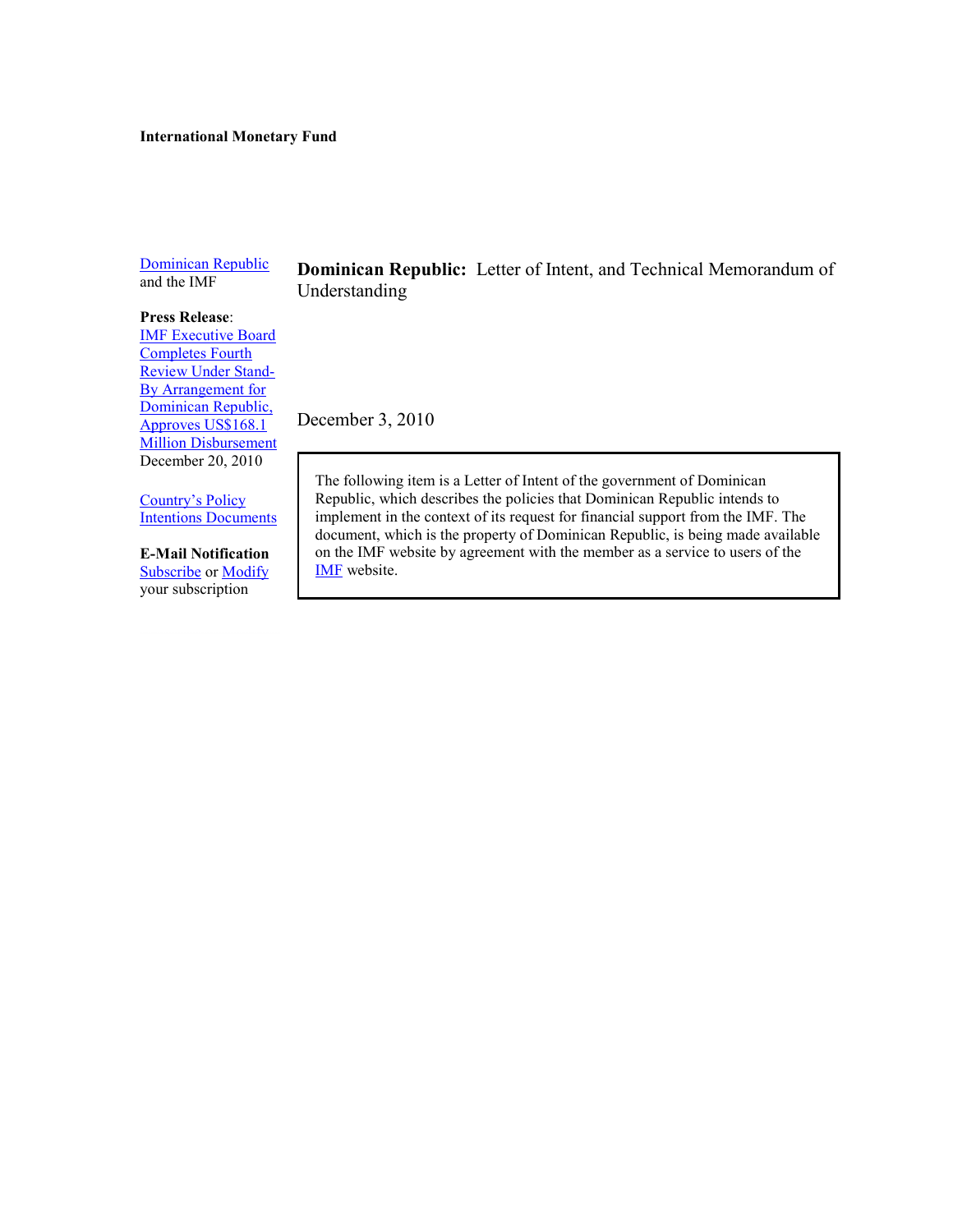**International Monetary Fund**

Dominican Republic and the IMF

**Press Release**: IMF Executive Board Completes Fourth Review Under Stand-By Arrangement for Dominican Republic, Approves US$168.1 Million Disbursement December 20, 2010

Country's Policy Intentions Documents

**E-Mail Notification** Subscribe or Modify your subscription

**Dominican Republic:** Letter of Intent, and Technical Memorandum of Understanding

December 3, 2010

The following item is a Letter of Intent of the government of Dominican Republic, which describes the policies that Dominican Republic intends to implement in the context of its request for financial support from the IMF. The document, which is the property of Dominican Republic, is being made available on the IMF website by agreement with the member as a service to users of the IMF website.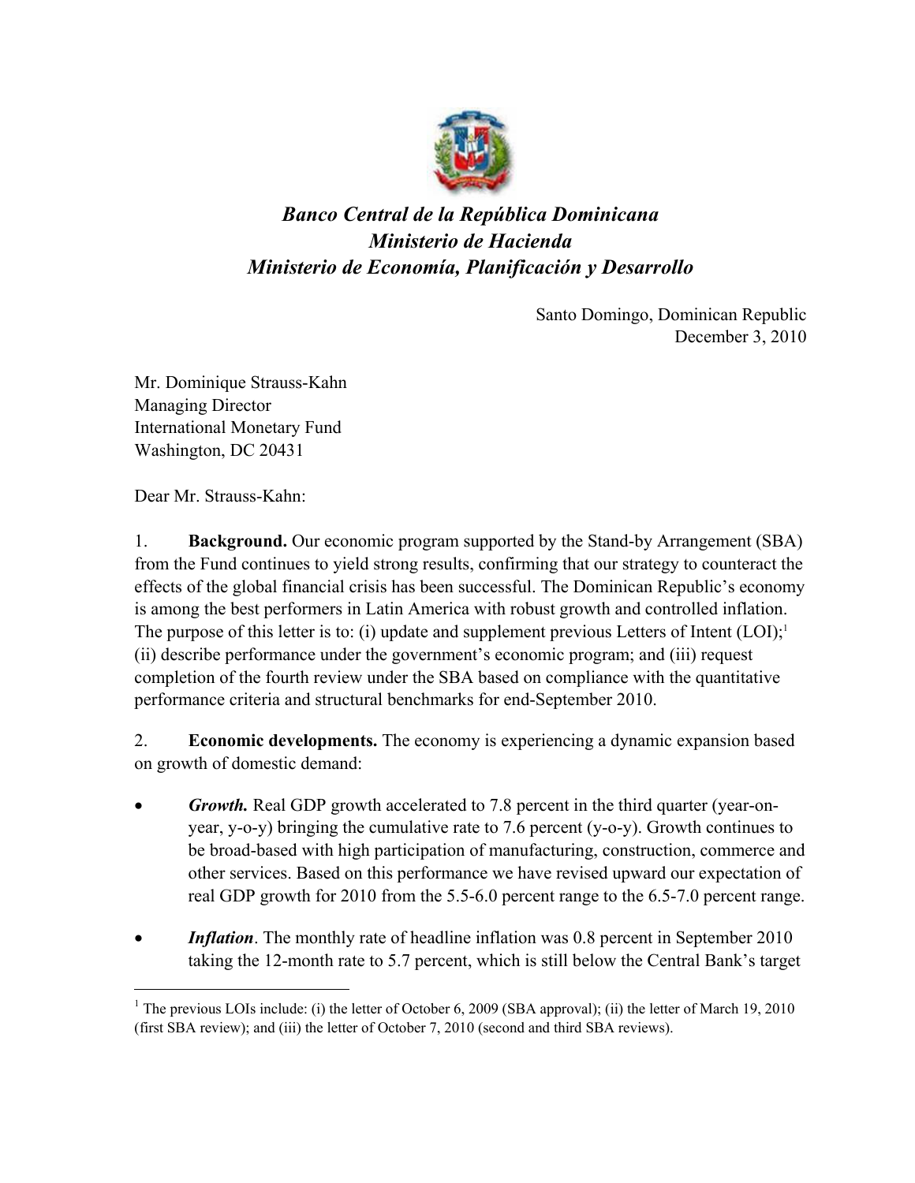*Banco Central de la República Dominicana*
*Ministerio de Hacienda*
*Ministerio de Economía, Planificación y Desarrollo*

Santo Domingo, Dominican Republic
December 3, 2010

Mr. Dominique Strauss-Kahn
Managing Director
International Monetary Fund
Washington, DC 20431

Dear Mr. Strauss-Kahn:

1. **Background.** Our economic program supported by the Stand-by Arrangement (SBA) from the Fund continues to yield strong results, confirming that our strategy to counteract the effects of the global financial crisis has been successful. The Dominican Republic's economy is among the best performers in Latin America with robust growth and controlled inflation. The purpose of this letter is to: (i) update and supplement previous Letters of Intent (LOI);[1] (ii) describe performance under the government's economic program; and (iii) request completion of the fourth review under the SBA based on compliance with the quantitative performance criteria and structural benchmarks for end-September 2010.

2. **Economic developments.** The economy is experiencing a dynamic expansion based on growth of domestic demand:

- ***Growth.*** Real GDP growth accelerated to 7.8 percent in the third quarter (year-on-year, y-o-y) bringing the cumulative rate to 7.6 percent (y-o-y). Growth continues to be broad-based with high participation of manufacturing, construction, commerce and other services. Based on this performance we have revised upward our expectation of real GDP growth for 2010 from the 5.5-6.0 percent range to the 6.5-7.0 percent range.

- ***Inflation***. The monthly rate of headline inflation was 0.8 percent in September 2010 taking the 12-month rate to 5.7 percent, which is still below the Central Bank's target

[1] The previous LOIs include: (i) the letter of October 6, 2009 (SBA approval); (ii) the letter of March 19, 2010 (first SBA review); and (iii) the letter of October 7, 2010 (second and third SBA reviews).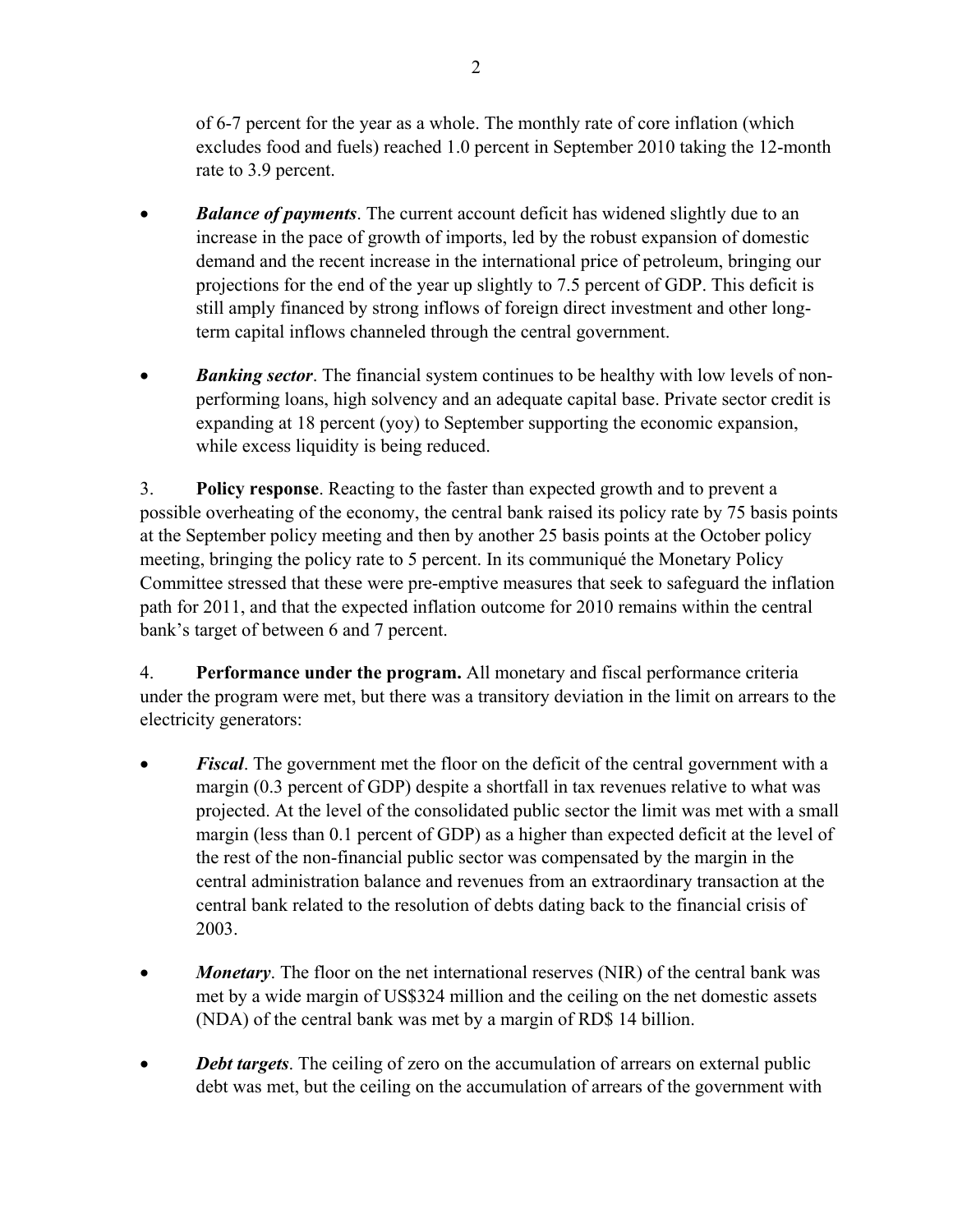of 6-7 percent for the year as a whole. The monthly rate of core inflation (which excludes food and fuels) reached 1.0 percent in September 2010 taking the 12-month rate to 3.9 percent.

- ***Balance of payments***. The current account deficit has widened slightly due to an increase in the pace of growth of imports, led by the robust expansion of domestic demand and the recent increase in the international price of petroleum, bringing our projections for the end of the year up slightly to 7.5 percent of GDP. This deficit is still amply financed by strong inflows of foreign direct investment and other long-term capital inflows channeled through the central government.

- ***Banking sector***. The financial system continues to be healthy with low levels of non-performing loans, high solvency and an adequate capital base. Private sector credit is expanding at 18 percent (yoy) to September supporting the economic expansion, while excess liquidity is being reduced.

3. **Policy response**. Reacting to the faster than expected growth and to prevent a possible overheating of the economy, the central bank raised its policy rate by 75 basis points at the September policy meeting and then by another 25 basis points at the October policy meeting, bringing the policy rate to 5 percent. In its communiqué the Monetary Policy Committee stressed that these were pre-emptive measures that seek to safeguard the inflation path for 2011, and that the expected inflation outcome for 2010 remains within the central bank's target of between 6 and 7 percent.

4. **Performance under the program.** All monetary and fiscal performance criteria under the program were met, but there was a transitory deviation in the limit on arrears to the electricity generators:

- ***Fiscal***. The government met the floor on the deficit of the central government with a margin (0.3 percent of GDP) despite a shortfall in tax revenues relative to what was projected. At the level of the consolidated public sector the limit was met with a small margin (less than 0.1 percent of GDP) as a higher than expected deficit at the level of the rest of the non-financial public sector was compensated by the margin in the central administration balance and revenues from an extraordinary transaction at the central bank related to the resolution of debts dating back to the financial crisis of 2003.

- ***Monetary***. The floor on the net international reserves (NIR) of the central bank was met by a wide margin of US$324 million and the ceiling on the net domestic assets (NDA) of the central bank was met by a margin of RD$ 14 billion.

- ***Debt targets***. The ceiling of zero on the accumulation of arrears on external public debt was met, but the ceiling on the accumulation of arrears of the government with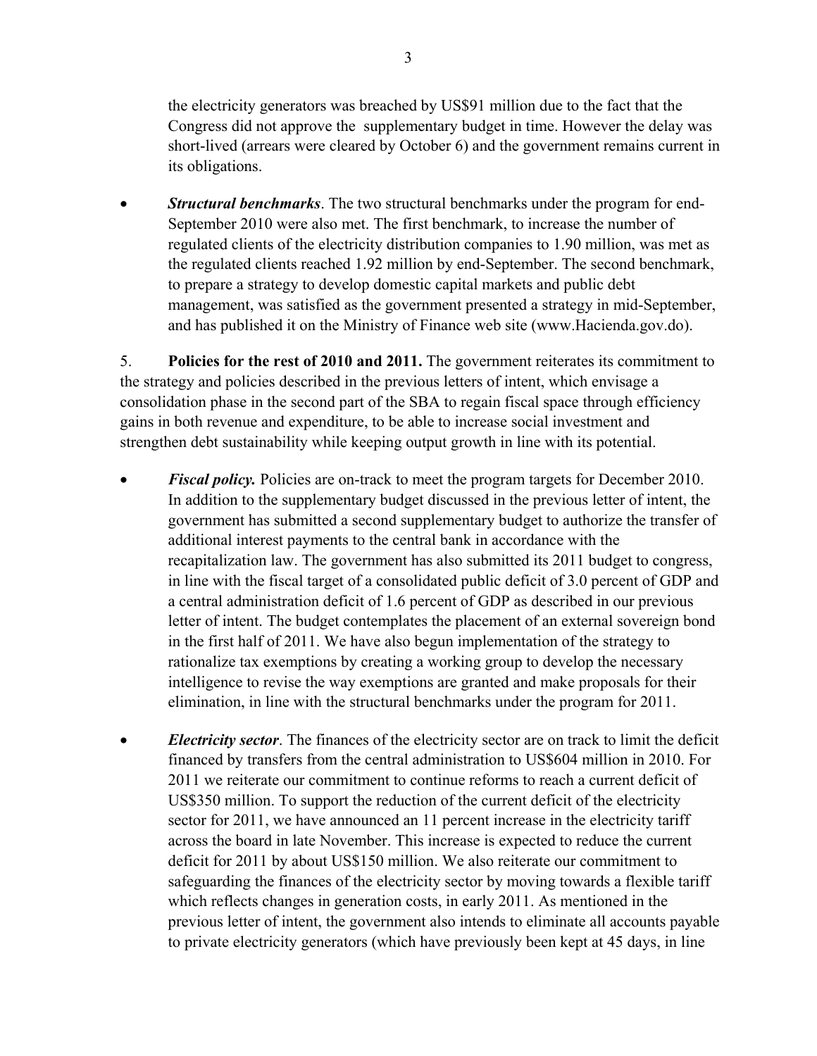the electricity generators was breached by US$91 million due to the fact that the Congress did not approve the supplementary budget in time. However the delay was short-lived (arrears were cleared by October 6) and the government remains current in its obligations.

- ***Structural benchmarks***. The two structural benchmarks under the program for end-September 2010 were also met. The first benchmark, to increase the number of regulated clients of the electricity distribution companies to 1.90 million, was met as the regulated clients reached 1.92 million by end-September. The second benchmark, to prepare a strategy to develop domestic capital markets and public debt management, was satisfied as the government presented a strategy in mid-September, and has published it on the Ministry of Finance web site (www.Hacienda.gov.do).

5. **Policies for the rest of 2010 and 2011.** The government reiterates its commitment to the strategy and policies described in the previous letters of intent, which envisage a consolidation phase in the second part of the SBA to regain fiscal space through efficiency gains in both revenue and expenditure, to be able to increase social investment and strengthen debt sustainability while keeping output growth in line with its potential.

- ***Fiscal policy.*** Policies are on-track to meet the program targets for December 2010. In addition to the supplementary budget discussed in the previous letter of intent, the government has submitted a second supplementary budget to authorize the transfer of additional interest payments to the central bank in accordance with the recapitalization law. The government has also submitted its 2011 budget to congress, in line with the fiscal target of a consolidated public deficit of 3.0 percent of GDP and a central administration deficit of 1.6 percent of GDP as described in our previous letter of intent. The budget contemplates the placement of an external sovereign bond in the first half of 2011. We have also begun implementation of the strategy to rationalize tax exemptions by creating a working group to develop the necessary intelligence to revise the way exemptions are granted and make proposals for their elimination, in line with the structural benchmarks under the program for 2011.

- ***Electricity sector***. The finances of the electricity sector are on track to limit the deficit financed by transfers from the central administration to US$604 million in 2010. For 2011 we reiterate our commitment to continue reforms to reach a current deficit of US$350 million. To support the reduction of the current deficit of the electricity sector for 2011, we have announced an 11 percent increase in the electricity tariff across the board in late November. This increase is expected to reduce the current deficit for 2011 by about US$150 million. We also reiterate our commitment to safeguarding the finances of the electricity sector by moving towards a flexible tariff which reflects changes in generation costs, in early 2011. As mentioned in the previous letter of intent, the government also intends to eliminate all accounts payable to private electricity generators (which have previously been kept at 45 days, in line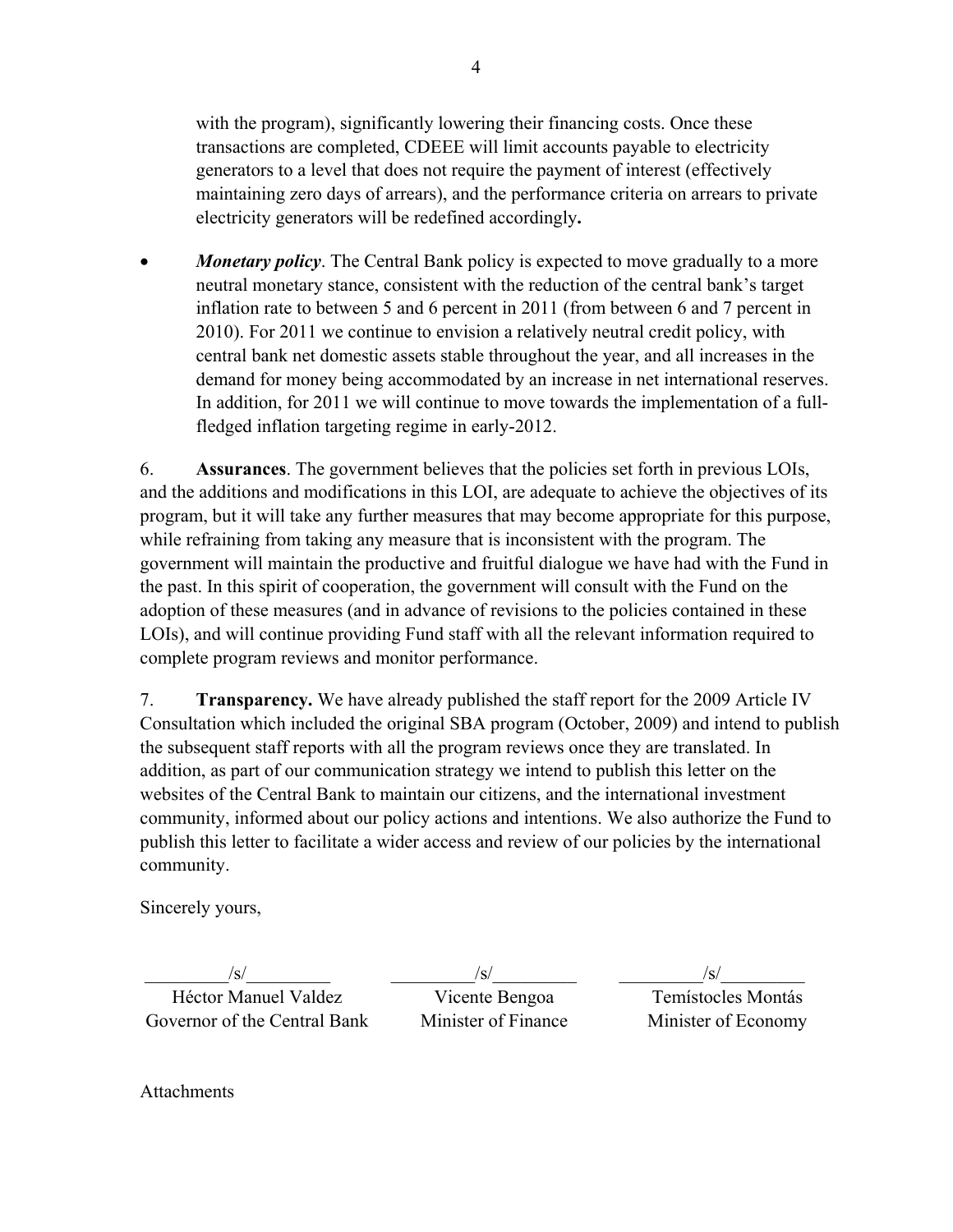with the program), significantly lowering their financing costs. Once these transactions are completed, CDEEE will limit accounts payable to electricity generators to a level that does not require the payment of interest (effectively maintaining zero days of arrears), and the performance criteria on arrears to private electricity generators will be redefined accordingly**.**

- ***Monetary policy***. The Central Bank policy is expected to move gradually to a more neutral monetary stance, consistent with the reduction of the central bank's target inflation rate to between 5 and 6 percent in 2011 (from between 6 and 7 percent in 2010). For 2011 we continue to envision a relatively neutral credit policy, with central bank net domestic assets stable throughout the year, and all increases in the demand for money being accommodated by an increase in net international reserves. In addition, for 2011 we will continue to move towards the implementation of a full-fledged inflation targeting regime in early-2012.

6. **Assurances**. The government believes that the policies set forth in previous LOIs, and the additions and modifications in this LOI, are adequate to achieve the objectives of its program, but it will take any further measures that may become appropriate for this purpose, while refraining from taking any measure that is inconsistent with the program. The government will maintain the productive and fruitful dialogue we have had with the Fund in the past. In this spirit of cooperation, the government will consult with the Fund on the adoption of these measures (and in advance of revisions to the policies contained in these LOIs), and will continue providing Fund staff with all the relevant information required to complete program reviews and monitor performance.

7. **Transparency.** We have already published the staff report for the 2009 Article IV Consultation which included the original SBA program (October, 2009) and intend to publish the subsequent staff reports with all the program reviews once they are translated. In addition, as part of our communication strategy we intend to publish this letter on the websites of the Central Bank to maintain our citizens, and the international investment community, informed about our policy actions and intentions. We also authorize the Fund to publish this letter to facilitate a wider access and review of our policies by the international community.

Sincerely yours,

| /s/ | /s/ | /s/ |
|---|---|---|
| Héctor Manuel Valdez | Vicente Bengoa | Temístocles Montás |
| Governor of the Central Bank | Minister of Finance | Minister of Economy |

Attachments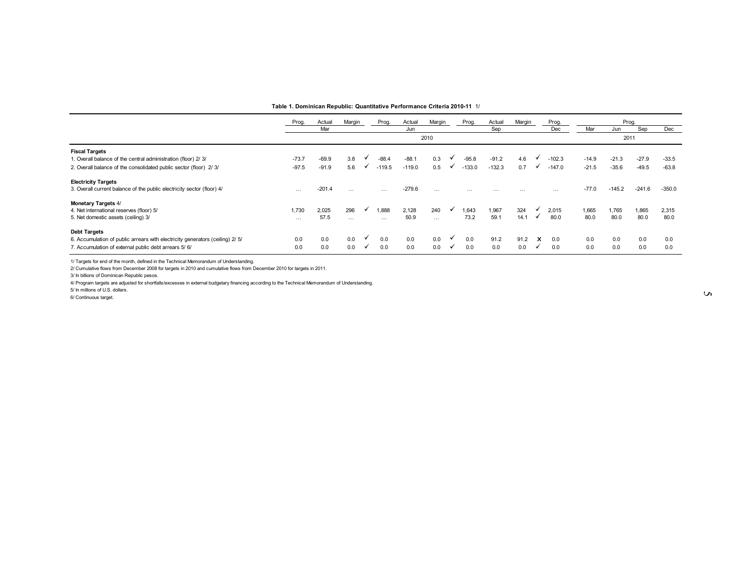**Table 1. Dominican Republic: Quantitative Performance Criteria 2010-11 1/**

| | Prog. | Actual | Margin | | Prog. | Actual | Margin | | Prog. | Actual | Margin | | Prog. | Prog. | | | |
|---|---|---|---|---|---|---|---|---|---|---|---|---|---|---|---|---|---|
| | | Mar | | | | Jun | | | | Sep | | | Dec | Mar | Jun | Sep | Dec |
| | 2010 | | | | | | | | | | | | | 2011 | | | |
| **Fiscal Targets** | | | | | | | | | | | | | | | | | |
| 1. Overall balance of the central administration (floor) 2/ 3/ | -73.7 | -69.9 | 3.8 | ✓ | -88.4 | -88.1 | 0.3 | ✓ | -95.8 | -91.2 | 4.6 | ✓ | -102.3 | -14.9 | -21.3 | -27.9 | -33.5 |
| 2. Overall balance of the consolidated public sector (floor) 2/ 3/ | -97.5 | -91.9 | 5.6 | ✓ | -119.5 | -119.0 | 0.5 | ✓ | -133.0 | -132.3 | 0.7 | ✓ | -147.0 | -21.5 | -35.6 | -49.5 | -63.8 |
| **Electricity Targets** | | | | | | | | | | | | | | | | | |
| 3. Overall current balance of the public electricity sector (floor) 4/ | … | -201.4 | … | | … | -279.6 | … | | … | … | … | | … | -77.0 | -145.2 | -241.6 | -350.0 |
| **Monetary Targets** 4/ | | | | | | | | | | | | | | | | | |
| 4. Net international reserves (floor) 5/ | 1,730 | 2,025 | 296 | ✓ | 1,888 | 2,128 | 240 | ✓ | 1,643 | 1,967 | 324 | ✓ | 2,015 | 1,665 | 1,765 | 1,865 | 2,315 |
| 5. Net domestic assets (ceiling) 3/ | … | 57.5 | … | | … | 50.9 | … | | 73.2 | 59.1 | 14.1 | ✓ | 80.0 | 80.0 | 80.0 | 80.0 | 80.0 |
| **Debt Targets** | | | | | | | | | | | | | | | | | |
| 6. Accumulation of public arrears with electricity generators (ceiling) 2/ 5/ | 0.0 | 0.0 | 0.0 | ✓ | 0.0 | 0.0 | 0.0 | ✓ | 0.0 | 91.2 | 91.2 | X | 0.0 | 0.0 | 0.0 | 0.0 | 0.0 |
| 7. Accumulation of external public debt arrears 5/ 6/ | 0.0 | 0.0 | 0.0 | ✓ | 0.0 | 0.0 | 0.0 | ✓ | 0.0 | 0.0 | 0.0 | ✓ | 0.0 | 0.0 | 0.0 | 0.0 | 0.0 |

1/ Targets for end of the month, defined in the Technical Memorandum of Understanding.

2/ Cumulative flows from December 2008 for targets in 2010 and cumulative flows from December 2010 for targets in 2011.

3/ In billions of Dominican Republic pesos.

4/ Program targets are adjusted for shortfalls/excesses in external budgetary financing according to the Technical Memorandum of Understanding.

5/ In millions of U.S. dollars.

6/ Continuous target.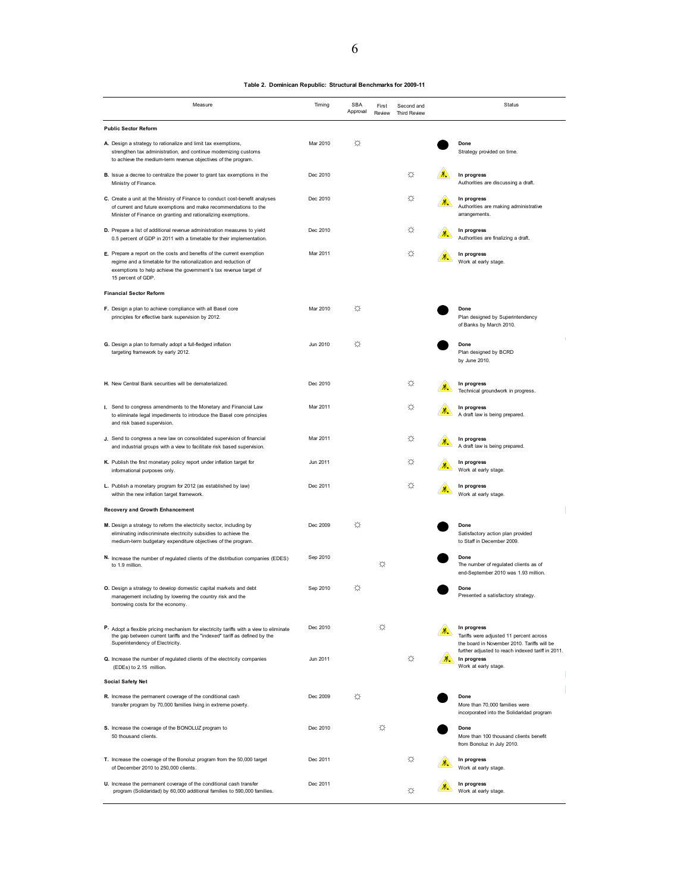**Table 2. Dominican Republic: Structural Benchmarks for 2009-11**

| Measure | Timing | SBA Approval | First Review | Second and Third Review | Status |
|---|---|---|---|---|---|
| **Public Sector Reform** | | | | | |
| **A.** Design a strategy to rationalize and limit tax exemptions, strengthen tax administration, and continue modernizing customs to achieve the medium-term revenue objectives of the program. | Mar 2010 | ☼ | | | **Done** Strategy provided on time. |
| **B.** Issue a decree to centralize the power to grant tax exemptions in the Ministry of Finance. | Dec 2010 | | | ☼ | **In progress** Authorities are discussing a draft. |
| **C.** Create a unit at the Ministry of Finance to conduct cost-benefit analyses of current and future exemptions and make recommendations to the Minister of Finance on granting and rationalizing exemptions. | Dec 2010 | | | ☼ | **In progress** Authorities are making administrative arrangements. |
| **D.** Prepare a list of additional revenue administration measures to yield 0.5 percent of GDP in 2011 with a timetable for their implementation. | Dec 2010 | | | ☼ | **In progress** Authorities are finalizing a draft. |
| **E.** Prepare a report on the costs and benefits of the current exemption regime and a timetable for the rationalization and reduction of exemptions to help achieve the government's tax revenue target of 15 percent of GDP. | Mar 2011 | | | ☼ | **In progress** Work at early stage. |
| **Financial Sector Reform** | | | | | |
| **F.** Design a plan to achieve compliance with all Basel core principles for effective bank supervision by 2012. | Mar 2010 | ☼ | | | **Done** Plan designed by Superintendency of Banks by March 2010. |
| **G.** Design a plan to formally adopt a full-fledged inflation targeting framework by early 2012. | Jun 2010 | ☼ | | | **Done** Plan designed by BCRD by June 2010. |
| **H.** New Central Bank securities will be dematerialized. | Dec 2010 | | | ☼ | **In progress** Technical groundwork in progress. |
| **I.** Send to congress amendments to the Monetary and Financial Law to eliminate legal impediments to introduce the Basel core principles and risk based supervision. | Mar 2011 | | | ☼ | **In progress** A draft law is being prepared. |
| **J.** Send to congress a new law on consolidated supervision of financial and industrial groups with a view to facilitate risk based supervision. | Mar 2011 | | | ☼ | **In progress** A draft law is being prepared. |
| **K.** Publish the first monetary policy report under inflation target for informational purposes only. | Jun 2011 | | | ☼ | **In progress** Work at early stage. |
| **L.** Publish a monetary program for 2012 (as established by law) within the new inflation target framework. | Dec 2011 | | | ☼ | **In progress** Work at early stage. |
| **Recovery and Growth Enhancement** | | | | | |
| **M.** Design a strategy to reform the electricity sector, including by eliminating indiscriminate electricity subsidies to achieve the medium-term budgetary expenditure objectives of the program. | Dec 2009 | ☼ | | | **Done** Satisfactory action plan provided to Staff in December 2009. |
| **N.** Increase the number of regulated clients of the distribution companies (EDES) to 1.9 million. | Sep 2010 | | ☼ | | **Done** The number of regulated clients as of end-September 2010 was 1.93 million. |
| **O.** Design a strategy to develop domestic capital markets and debt management including by lowering the country risk and the borrowing costs for the economy. | Sep 2010 | ☼ | | | **Done** Presented a satisfactory strategy. |
| **P.** Adopt a flexible pricing mechanism for electricity tariffs with a view to eliminate the gap between current tariffs and the "indexed" tariff as defined by the Superintendency of Electricity. | Dec 2010 | | ☼ | | **In progress** Tariffs were adjusted 11 percent across the board in November 2010. Tariffs will be further adjusted to reach indexed tariff in 2011. |
| **Q.** Increase the number of regulated clients of the electricity companies (EDEs) to 2.15 million. | Jun 2011 | | | ☼ | **In progress** Work at early stage. |
| **Social Safety Net** | | | | | |
| **R.** Increase the permanent coverage of the conditional cash transfer program by 70,000 families living in extreme poverty. | Dec 2009 | ☼ | | | **Done** More than 70,000 families were incorporated into the Solidaridad program |
| **S.** Increase the coverage of the BONOLUZ program to 50 thousand clients. | Dec 2010 | | ☼ | | **Done** More than 100 thousand clients benefit from Bonoluz in July 2010. |
| **T.** Increase the coverage of the Bonoluz program from the 50,000 target of December 2010 to 250,000 clients. | Dec 2011 | | | ☼ | **In progress** Work at early stage. |
| **U.** Increase the permanent coverage of the conditional cash transfer program (Solidaridad) by 60,000 additional families to 590,000 families. | Dec 2011 | | | ☼ | **In progress** Work at early stage. |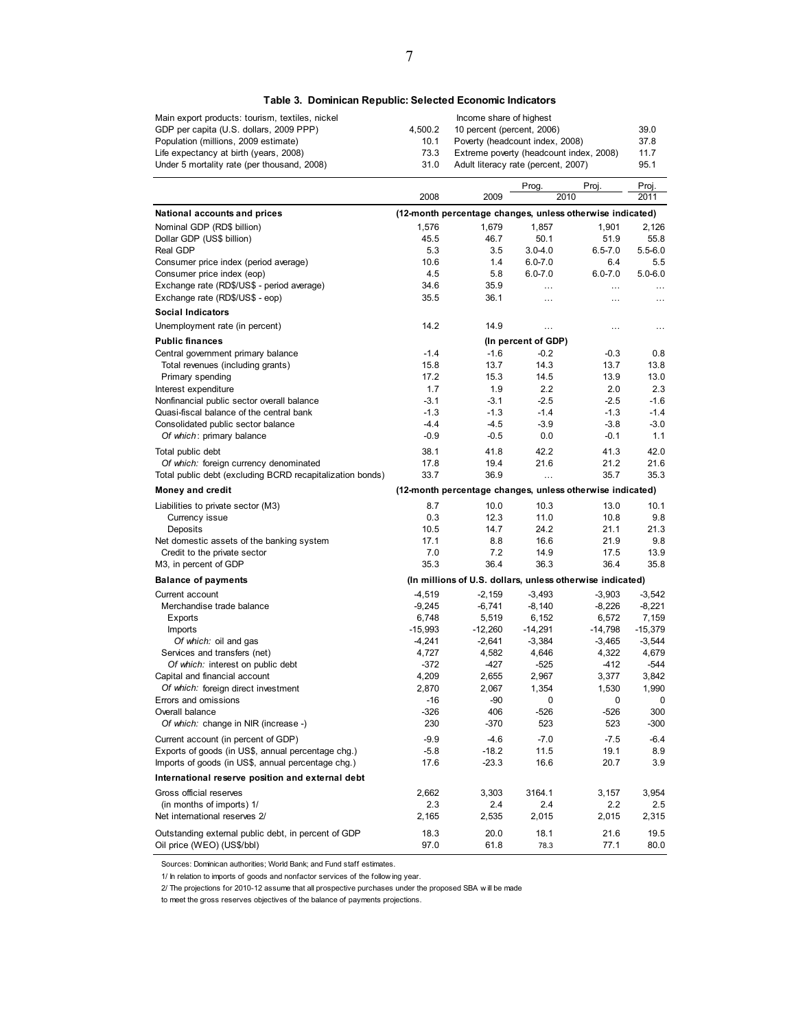**Table 3. Dominican Republic: Selected Economic Indicators**

| | | | |
|---|---|---|---|
| Main export products: tourism, textiles, nickel | | Income share of highest | |
| GDP per capita (U.S. dollars, 2009 PPP) | 4,500.2 | 10 percent (percent, 2006) | 39.0 |
| Population (millions, 2009 estimate) | 10.1 | Poverty (headcount index, 2008) | 37.8 |
| Life expectancy at birth (years, 2008) | 73.3 | Extreme poverty (headcount index, 2008) | 11.7 |
| Under 5 mortality rate (per thousand, 2008) | 31.0 | Adult literacy rate (percent, 2007) | 95.1 |

| | 2008 | 2009 | 2010 Prog. | 2010 Proj. | 2011 Proj. |
|---|---|---|---|---|---|
| **National accounts and prices** | (12-month percentage changes, unless otherwise indicated) | | | | |
| Nominal GDP (RD$ billion) | 1,576 | 1,679 | 1,857 | 1,901 | 2,126 |
| Dollar GDP (US$ billion) | 45.5 | 46.7 | 50.1 | 51.9 | 55.8 |
| Real GDP | 5.3 | 3.5 | 3.0-4.0 | 6.5-7.0 | 5.5-6.0 |
| Consumer price index (period average) | 10.6 | 1.4 | 6.0-7.0 | 6.4 | 5.5 |
| Consumer price index (eop) | 4.5 | 5.8 | 6.0-7.0 | 6.0-7.0 | 5.0-6.0 |
| Exchange rate (RD$/US$ - period average) | 34.6 | 35.9 | … | … | … |
| Exchange rate (RD$/US$ - eop) | 35.5 | 36.1 | … | … | … |
| **Social Indicators** | | | | | |
| Unemployment rate (in percent) | 14.2 | 14.9 | … | … | … |
| **Public finances** | (In percent of GDP) | | | | |
| Central government primary balance | -1.4 | -1.6 | -0.2 | -0.3 | 0.8 |
| Total revenues (including grants) | 15.8 | 13.7 | 14.3 | 13.7 | 13.8 |
| Primary spending | 17.2 | 15.3 | 14.5 | 13.9 | 13.0 |
| Interest expenditure | 1.7 | 1.9 | 2.2 | 2.0 | 2.3 |
| Nonfinancial public sector overall balance | -3.1 | -3.1 | -2.5 | -2.5 | -1.6 |
| Quasi-fiscal balance of the central bank | -1.3 | -1.3 | -1.4 | -1.3 | -1.4 |
| Consolidated public sector balance | -4.4 | -4.5 | -3.9 | -3.8 | -3.0 |
| *Of which*: primary balance | -0.9 | -0.5 | 0.0 | -0.1 | 1.1 |
| Total public debt | 38.1 | 41.8 | 42.2 | 41.3 | 42.0 |
| *Of which:* foreign currency denominated | 17.8 | 19.4 | 21.6 | 21.2 | 21.6 |
| Total public debt (excluding BCRD recapitalization bonds) | 33.7 | 36.9 | … | 35.7 | 35.3 |
| **Money and credit** | (12-month percentage changes, unless otherwise indicated) | | | | |
| Liabilities to private sector (M3) | 8.7 | 10.0 | 10.3 | 13.0 | 10.1 |
| Currency issue | 0.3 | 12.3 | 11.0 | 10.8 | 9.8 |
| Deposits | 10.5 | 14.7 | 24.2 | 21.1 | 21.3 |
| Net domestic assets of the banking system | 17.1 | 8.8 | 16.6 | 21.9 | 9.8 |
| Credit to the private sector | 7.0 | 7.2 | 14.9 | 17.5 | 13.9 |
| M3, in percent of GDP | 35.3 | 36.4 | 36.3 | 36.4 | 35.8 |
| **Balance of payments** | (In millions of U.S. dollars, unless otherwise indicated) | | | | |
| Current account | -4,519 | -2,159 | -3,493 | -3,903 | -3,542 |
| Merchandise trade balance | -9,245 | -6,741 | -8,140 | -8,226 | -8,221 |
| Exports | 6,748 | 5,519 | 6,152 | 6,572 | 7,159 |
| Imports | -15,993 | -12,260 | -14,291 | -14,798 | -15,379 |
| *Of which:* oil and gas | -4,241 | -2,641 | -3,384 | -3,465 | -3,544 |
| Services and transfers (net) | 4,727 | 4,582 | 4,646 | 4,322 | 4,679 |
| *Of which:* interest on public debt | -372 | -427 | -525 | -412 | -544 |
| Capital and financial account | 4,209 | 2,655 | 2,967 | 3,377 | 3,842 |
| *Of which:* foreign direct investment | 2,870 | 2,067 | 1,354 | 1,530 | 1,990 |
| Errors and omissions | -16 | -90 | 0 | 0 | 0 |
| Overall balance | -326 | 406 | -526 | -526 | 300 |
| *Of which:* change in NIR (increase -) | 230 | -370 | 523 | 523 | -300 |
| Current account (in percent of GDP) | -9.9 | -4.6 | -7.0 | -7.5 | -6.4 |
| Exports of goods (in US$, annual percentage chg.) | -5.8 | -18.2 | 11.5 | 19.1 | 8.9 |
| Imports of goods (in US$, annual percentage chg.) | 17.6 | -23.3 | 16.6 | 20.7 | 3.9 |
| **International reserve position and external debt** | | | | | |
| Gross official reserves | 2,662 | 3,303 | 3164.1 | 3,157 | 3,954 |
| (in months of imports) 1/ | 2.3 | 2.4 | 2.4 | 2.2 | 2.5 |
| Net international reserves 2/ | 2,165 | 2,535 | 2,015 | 2,015 | 2,315 |
| Outstanding external public debt, in percent of GDP | 18.3 | 20.0 | 18.1 | 21.6 | 19.5 |
| Oil price (WEO) (US$/bbl) | 97.0 | 61.8 | 78.3 | 77.1 | 80.0 |

Sources: Dominican authorities; World Bank; and Fund staff estimates.

1/ In relation to imports of goods and nonfactor services of the following year.

2/ The projections for 2010-12 assume that all prospective purchases under the proposed SBA will be made to meet the gross reserves objectives of the balance of payments projections.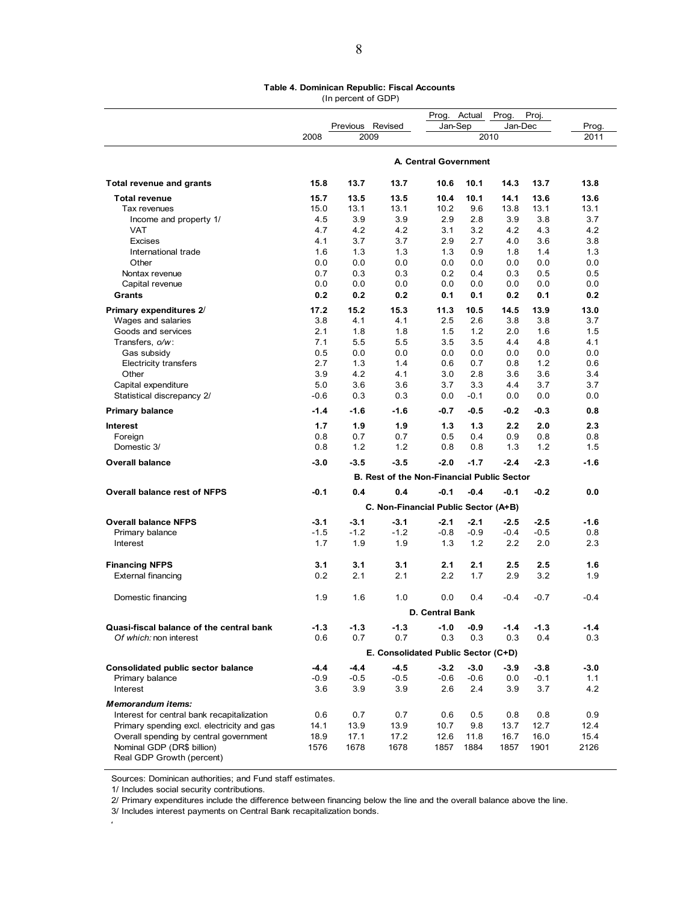**Table 4. Dominican Republic: Fiscal Accounts**
(In percent of GDP)

| | 2008 | 2009 | | 2010 | | | | 2011 |
|---|---|---|---|---|---|---|---|---|
| | | Previous | Revised | Jan-Sep | | Jan-Dec | | Prog. |
| | | | | Prog. | Actual | Prog. | Proj. | |
| **A. Central Government** | | | | | | | | |
| **Total revenue and grants** | **15.8** | **13.7** | **13.7** | **10.6** | **10.1** | **14.3** | **13.7** | **13.8** |
| **Total revenue** | **15.7** | **13.5** | **13.5** | **10.4** | **10.1** | **14.1** | **13.6** | **13.6** |
| Tax revenues | 15.0 | 13.1 | 13.1 | 10.2 | 9.6 | 13.8 | 13.1 | 13.1 |
| Income and property 1/ | 4.5 | 3.9 | 3.9 | 2.9 | 2.8 | 3.9 | 3.8 | 3.7 |
| VAT | 4.7 | 4.2 | 4.2 | 3.1 | 3.2 | 4.2 | 4.3 | 4.2 |
| Excises | 4.1 | 3.7 | 3.7 | 2.9 | 2.7 | 4.0 | 3.6 | 3.8 |
| International trade | 1.6 | 1.3 | 1.3 | 1.3 | 0.9 | 1.8 | 1.4 | 1.3 |
| Other | 0.0 | 0.0 | 0.0 | 0.0 | 0.0 | 0.0 | 0.0 | 0.0 |
| Nontax revenue | 0.7 | 0.3 | 0.3 | 0.2 | 0.4 | 0.3 | 0.5 | 0.5 |
| Capital revenue | 0.0 | 0.0 | 0.0 | 0.0 | 0.0 | 0.0 | 0.0 | 0.0 |
| **Grants** | **0.2** | **0.2** | **0.2** | **0.1** | **0.1** | **0.2** | **0.1** | **0.2** |
| **Primary expenditures 2/** | **17.2** | **15.2** | **15.3** | **11.3** | **10.5** | **14.5** | **13.9** | **13.0** |
| Wages and salaries | 3.8 | 4.1 | 4.1 | 2.5 | 2.6 | 3.8 | 3.8 | 3.7 |
| Goods and services | 2.1 | 1.8 | 1.8 | 1.5 | 1.2 | 2.0 | 1.6 | 1.5 |
| Transfers, *o/w*: | 7.1 | 5.5 | 5.5 | 3.5 | 3.5 | 4.4 | 4.8 | 4.1 |
| Gas subsidy | 0.5 | 0.0 | 0.0 | 0.0 | 0.0 | 0.0 | 0.0 | 0.0 |
| Electricity transfers | 2.7 | 1.3 | 1.4 | 0.6 | 0.7 | 0.8 | 1.2 | 0.6 |
| Other | 3.9 | 4.2 | 4.1 | 3.0 | 2.8 | 3.6 | 3.6 | 3.4 |
| Capital expenditure | 5.0 | 3.6 | 3.6 | 3.7 | 3.3 | 4.4 | 3.7 | 3.7 |
| Statistical discrepancy 2/ | -0.6 | 0.3 | 0.3 | 0.0 | -0.1 | 0.0 | 0.0 | 0.0 |
| **Primary balance** | **-1.4** | **-1.6** | **-1.6** | **-0.7** | **-0.5** | **-0.2** | **-0.3** | **0.8** |
| **Interest** | **1.7** | **1.9** | **1.9** | **1.3** | **1.3** | **2.2** | **2.0** | **2.3** |
| Foreign | 0.8 | 0.7 | 0.7 | 0.5 | 0.4 | 0.9 | 0.8 | 0.8 |
| Domestic 3/ | 0.8 | 1.2 | 1.2 | 0.8 | 0.8 | 1.3 | 1.2 | 1.5 |
| **Overall balance** | **-3.0** | **-3.5** | **-3.5** | **-2.0** | **-1.7** | **-2.4** | **-2.3** | **-1.6** |
| **B. Rest of the Non-Financial Public Sector** | | | | | | | | |
| **Overall balance rest of NFPS** | **-0.1** | **0.4** | **0.4** | **-0.1** | **-0.4** | **-0.1** | **-0.2** | **0.0** |
| **C. Non-Financial Public Sector (A+B)** | | | | | | | | |
| **Overall balance NFPS** | **-3.1** | **-3.1** | **-3.1** | **-2.1** | **-2.1** | **-2.5** | **-2.5** | **-1.6** |
| Primary balance | -1.5 | -1.2 | -1.2 | -0.8 | -0.9 | -0.4 | -0.5 | 0.8 |
| Interest | 1.7 | 1.9 | 1.9 | 1.3 | 1.2 | 2.2 | 2.0 | 2.3 |
| **Financing NFPS** | **3.1** | **3.1** | **3.1** | **2.1** | **2.1** | **2.5** | **2.5** | **1.6** |
| External financing | 0.2 | 2.1 | 2.1 | 2.2 | 1.7 | 2.9 | 3.2 | 1.9 |
| Domestic financing | 1.9 | 1.6 | 1.0 | 0.0 | 0.4 | -0.4 | -0.7 | -0.4 |
| **D. Central Bank** | | | | | | | | |
| **Quasi-fiscal balance of the central bank** | **-1.3** | **-1.3** | **-1.3** | **-1.0** | **-0.9** | **-1.4** | **-1.3** | **-1.4** |
| *Of which:* non interest | 0.6 | 0.7 | 0.7 | 0.3 | 0.3 | 0.3 | 0.4 | 0.3 |
| **E. Consolidated Public Sector (C+D)** | | | | | | | | |
| **Consolidated public sector balance** | **-4.4** | **-4.4** | **-4.5** | **-3.2** | **-3.0** | **-3.9** | **-3.8** | **-3.0** |
| Primary balance | -0.9 | -0.5 | -0.5 | -0.6 | -0.6 | 0.0 | -0.1 | 1.1 |
| Interest | 3.6 | 3.9 | 3.9 | 2.6 | 2.4 | 3.9 | 3.7 | 4.2 |
| ***Memorandum items:*** | | | | | | | | |
| Interest for central bank recapitalization | 0.6 | 0.7 | 0.7 | 0.6 | 0.5 | 0.8 | 0.8 | 0.9 |
| Primary spending excl. electricity and gas | 14.1 | 13.9 | 13.9 | 10.7 | 9.8 | 13.7 | 12.7 | 12.4 |
| Overall spending by central government | 18.9 | 17.1 | 17.2 | 12.6 | 11.8 | 16.7 | 16.0 | 15.4 |
| Nominal GDP (DR$ billion) | 1576 | 1678 | 1678 | 1857 | 1884 | 1857 | 1901 | 2126 |
| Real GDP Growth (percent) | | | | | | | | |

Sources: Dominican authorities; and Fund staff estimates.

1/ Includes social security contributions.

2/ Primary expenditures include the difference between financing below the line and the overall balance above the line.

3/ Includes interest payments on Central Bank recapitalization bonds.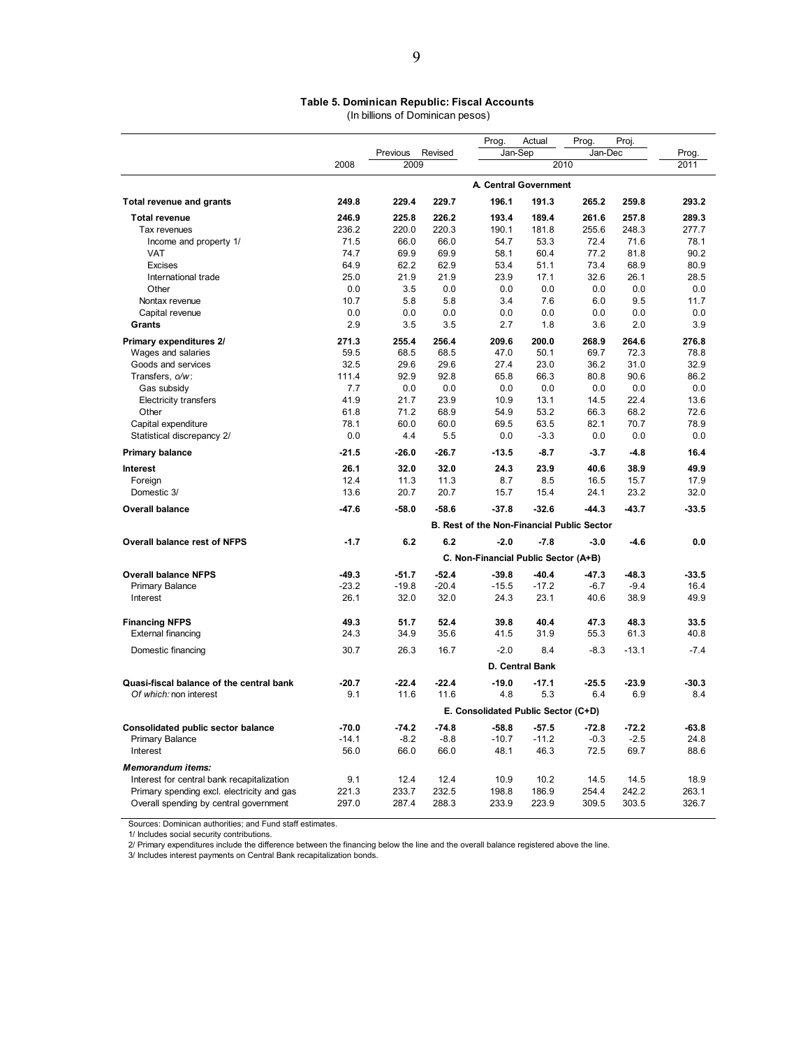**Table 5. Dominican Republic: Fiscal Accounts**
(In billions of Dominican pesos)

| | | Previous | Revised | Prog. | Actual | Prog. | Proj. | Prog. |
|---|---|---|---|---|---|---|---|---|
| | | | | Jan-Sep | | Jan-Dec | | |
| | 2008 | 2009 | | 2010 | | | | 2011 |
| | **A. Central Government** | | | | | | | |
| **Total revenue and grants** | **249.8** | **229.4** | **229.7** | **196.1** | **191.3** | **265.2** | **259.8** | **293.2** |
| **Total revenue** | **246.9** | **225.8** | **226.2** | **193.4** | **189.4** | **261.6** | **257.8** | **289.3** |
| Tax revenues | 236.2 | 220.0 | 220.3 | 190.1 | 181.8 | 255.6 | 248.3 | 277.7 |
| Income and property 1/ | 71.5 | 66.0 | 66.0 | 54.7 | 53.3 | 72.4 | 71.6 | 78.1 |
| VAT | 74.7 | 69.9 | 69.9 | 58.1 | 60.4 | 77.2 | 81.8 | 90.2 |
| Excises | 64.9 | 62.2 | 62.9 | 53.4 | 51.1 | 73.4 | 68.9 | 80.9 |
| International trade | 25.0 | 21.9 | 21.9 | 23.9 | 17.1 | 32.6 | 26.1 | 28.5 |
| Other | 0.0 | 3.5 | 0.0 | 0.0 | 0.0 | 0.0 | 0.0 | 0.0 |
| Nontax revenue | 10.7 | 5.8 | 5.8 | 3.4 | 7.6 | 6.0 | 9.5 | 11.7 |
| Capital revenue | 0.0 | 0.0 | 0.0 | 0.0 | 0.0 | 0.0 | 0.0 | 0.0 |
| **Grants** | 2.9 | 3.5 | 3.5 | 2.7 | 1.8 | 3.6 | 2.0 | 3.9 |
| **Primary expenditures 2/** | **271.3** | **255.4** | **256.4** | **209.6** | **200.0** | **268.9** | **264.6** | **276.8** |
| Wages and salaries | 59.5 | 68.5 | 68.5 | 47.0 | 50.1 | 69.7 | 72.3 | 78.8 |
| Goods and services | 32.5 | 29.6 | 29.6 | 27.4 | 23.0 | 36.2 | 31.0 | 32.9 |
| Transfers, *o/w*: | 111.4 | 92.9 | 92.8 | 65.8 | 66.3 | 80.8 | 90.6 | 86.2 |
| Gas subsidy | 7.7 | 0.0 | 0.0 | 0.0 | 0.0 | 0.0 | 0.0 | 0.0 |
| Electricity transfers | 41.9 | 21.7 | 23.9 | 10.9 | 13.1 | 14.5 | 22.4 | 13.6 |
| Other | 61.8 | 71.2 | 68.9 | 54.9 | 53.2 | 66.3 | 68.2 | 72.6 |
| Capital expenditure | 78.1 | 60.0 | 60.0 | 69.5 | 63.5 | 82.1 | 70.7 | 78.9 |
| Statistical discrepancy 2/ | 0.0 | 4.4 | 5.5 | 0.0 | -3.3 | 0.0 | 0.0 | 0.0 |
| **Primary balance** | **-21.5** | **-26.0** | **-26.7** | **-13.5** | **-8.7** | **-3.7** | **-4.8** | **16.4** |
| **Interest** | **26.1** | **32.0** | **32.0** | **24.3** | **23.9** | **40.6** | **38.9** | **49.9** |
| Foreign | 12.4 | 11.3 | 11.3 | 8.7 | 8.5 | 16.5 | 15.7 | 17.9 |
| Domestic 3/ | 13.6 | 20.7 | 20.7 | 15.7 | 15.4 | 24.1 | 23.2 | 32.0 |
| **Overall balance** | **-47.6** | **-58.0** | **-58.6** | **-37.8** | **-32.6** | **-44.3** | **-43.7** | **-33.5** |
| | **B. Rest of the Non-Financial Public Sector** | | | | | | | |
| **Overall balance rest of NFPS** | **-1.7** | **6.2** | **6.2** | **-2.0** | **-7.8** | **-3.0** | **-4.6** | **0.0** |
| | **C. Non-Financial Public Sector (A+B)** | | | | | | | |
| **Overall balance NFPS** | **-49.3** | **-51.7** | **-52.4** | **-39.8** | **-40.4** | **-47.3** | **-48.3** | **-33.5** |
| Primary Balance | -23.2 | -19.8 | -20.4 | -15.5 | -17.2 | -6.7 | -9.4 | 16.4 |
| Interest | 26.1 | 32.0 | 32.0 | 24.3 | 23.1 | 40.6 | 38.9 | 49.9 |
| **Financing NFPS** | **49.3** | **51.7** | **52.4** | **39.8** | **40.4** | **47.3** | **48.3** | **33.5** |
| External financing | 24.3 | 34.9 | 35.6 | 41.5 | 31.9 | 55.3 | 61.3 | 40.8 |
| Domestic financing | 30.7 | 26.3 | 16.7 | -2.0 | 8.4 | -8.3 | -13.1 | -7.4 |
| | **D. Central Bank** | | | | | | | |
| **Quasi-fiscal balance of the central bank** | **-20.7** | **-22.4** | **-22.4** | **-19.0** | **-17.1** | **-25.5** | **-23.9** | **-30.3** |
| *Of which:* non interest | 9.1 | 11.6 | 11.6 | 4.8 | 5.3 | 6.4 | 6.9 | 8.4 |
| | **E. Consolidated Public Sector (C+D)** | | | | | | | |
| **Consolidated public sector balance** | **-70.0** | **-74.2** | **-74.8** | **-58.8** | **-57.5** | **-72.8** | **-72.2** | **-63.8** |
| Primary Balance | -14.1 | -8.2 | -8.8 | -10.7 | -11.2 | -0.3 | -2.5 | 24.8 |
| Interest | 56.0 | 66.0 | 66.0 | 48.1 | 46.3 | 72.5 | 69.7 | 88.6 |
| ***Memorandum items:*** | | | | | | | | |
| Interest for central bank recapitalization | 9.1 | 12.4 | 12.4 | 10.9 | 10.2 | 14.5 | 14.5 | 18.9 |
| Primary spending excl. electricity and gas | 221.3 | 233.7 | 232.5 | 198.8 | 186.9 | 254.4 | 242.2 | 263.1 |
| Overall spending by central government | 297.0 | 287.4 | 288.3 | 233.9 | 223.9 | 309.5 | 303.5 | 326.7 |

Sources: Dominican authorities; and Fund staff estimates.

1/ Includes social security contributions.

2/ Primary expenditures include the difference between the financing below the line and the overall balance registered above the line.

3/ Includes interest payments on Central Bank recapitalization bonds.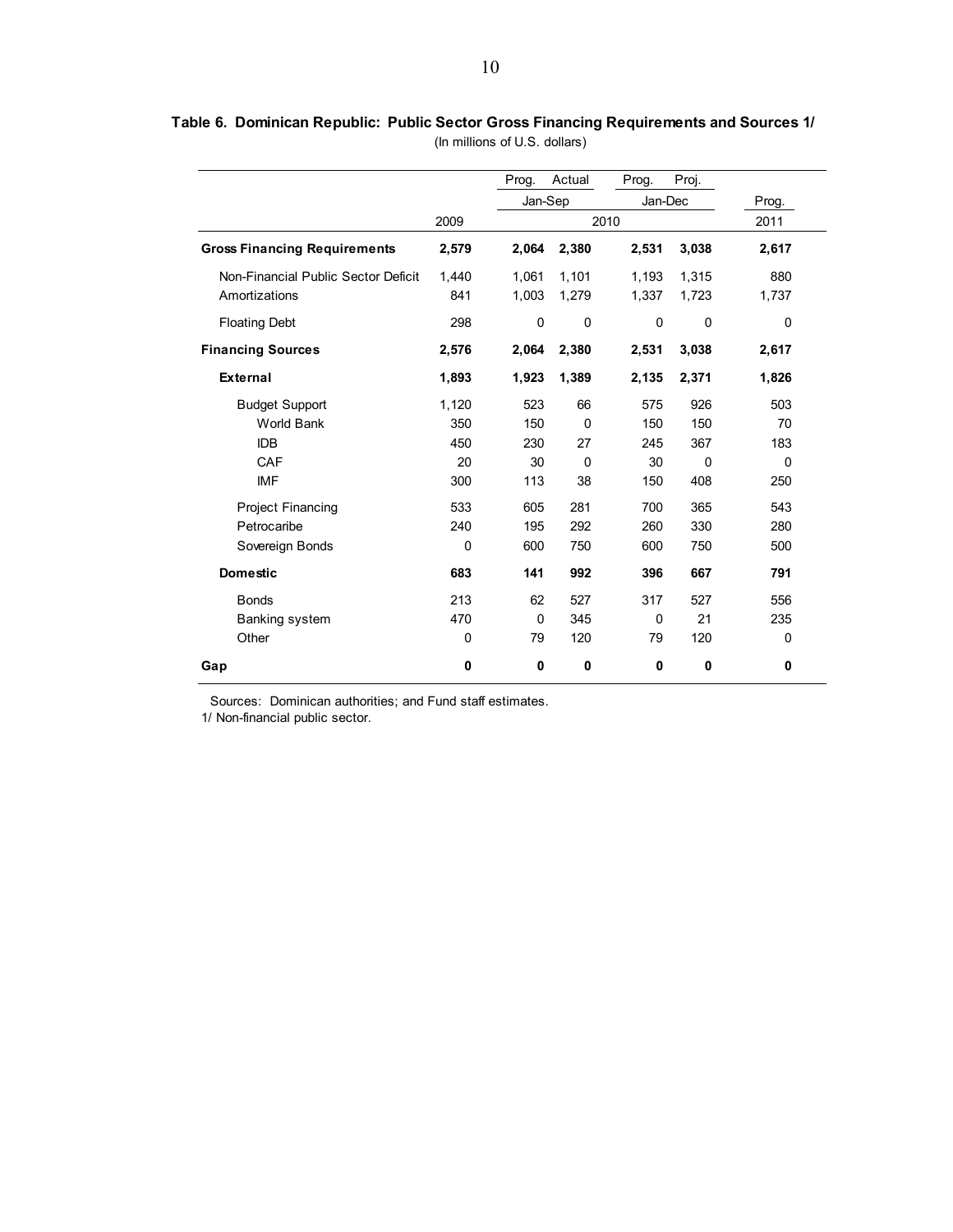**Table 6. Dominican Republic: Public Sector Gross Financing Requirements and Sources 1/**

(In millions of U.S. dollars)

| | 2009 | 2010 | | | | 2011 |
|---|---|---|---|---|---|---|
| | | Jan-Sep | | Jan-Dec | | |
| | | Prog. | Actual | Prog. | Proj. | Prog. |
| **Gross Financing Requirements** | **2,579** | **2,064** | **2,380** | **2,531** | **3,038** | **2,617** |
| Non-Financial Public Sector Deficit | 1,440 | 1,061 | 1,101 | 1,193 | 1,315 | 880 |
| Amortizations | 841 | 1,003 | 1,279 | 1,337 | 1,723 | 1,737 |
| Floating Debt | 298 | 0 | 0 | 0 | 0 | 0 |
| **Financing Sources** | **2,576** | **2,064** | **2,380** | **2,531** | **3,038** | **2,617** |
| **External** | **1,893** | **1,923** | **1,389** | **2,135** | **2,371** | **1,826** |
| Budget Support | 1,120 | 523 | 66 | 575 | 926 | 503 |
| World Bank | 350 | 150 | 0 | 150 | 150 | 70 |
| IDB | 450 | 230 | 27 | 245 | 367 | 183 |
| CAF | 20 | 30 | 0 | 30 | 0 | 0 |
| IMF | 300 | 113 | 38 | 150 | 408 | 250 |
| Project Financing | 533 | 605 | 281 | 700 | 365 | 543 |
| Petrocaribe | 240 | 195 | 292 | 260 | 330 | 280 |
| Sovereign Bonds | 0 | 600 | 750 | 600 | 750 | 500 |
| **Domestic** | **683** | **141** | **992** | **396** | **667** | **791** |
| Bonds | 213 | 62 | 527 | 317 | 527 | 556 |
| Banking system | 470 | 0 | 345 | 0 | 21 | 235 |
| Other | 0 | 79 | 120 | 79 | 120 | 0 |
| **Gap** | **0** | **0** | **0** | **0** | **0** | **0** |

Sources: Dominican authorities; and Fund staff estimates.

1/ Non-financial public sector.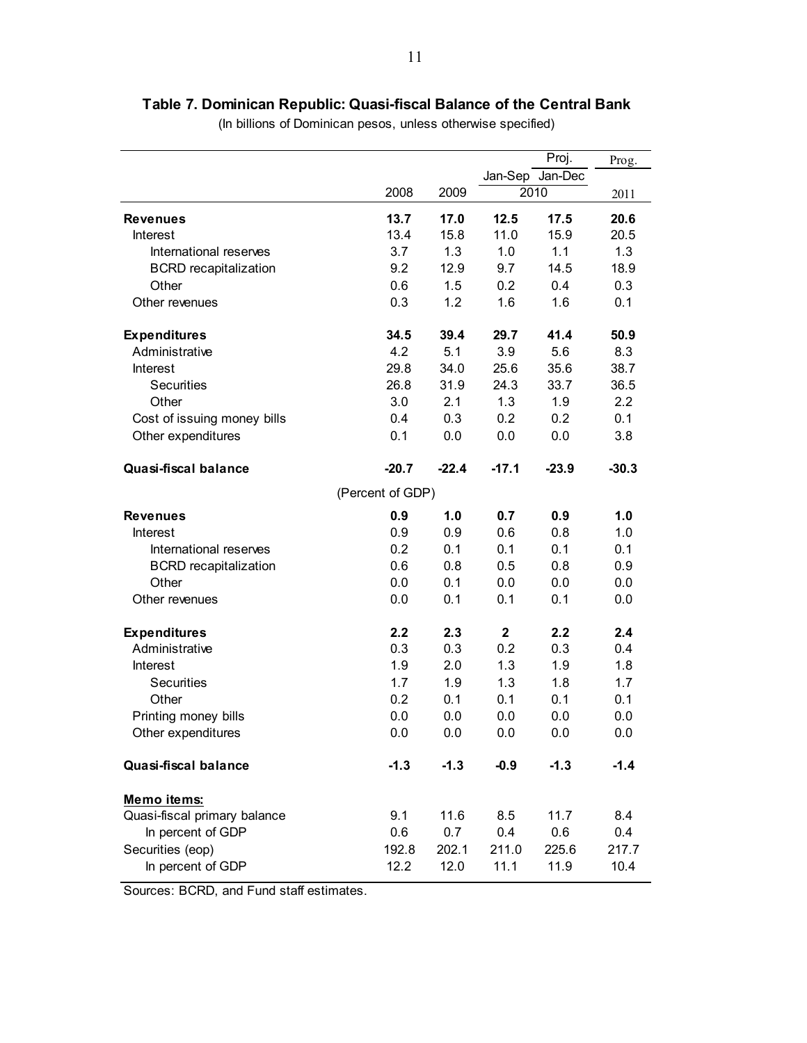**Table 7. Dominican Republic: Quasi-fiscal Balance of the Central Bank**

(In billions of Dominican pesos, unless otherwise specified)

| | 2008 | 2009 | 2010 Jan-Sep | 2010 Jan-Dec Proj. | 2011 Prog. |
|---|---|---|---|---|---|
| **Revenues** | **13.7** | **17.0** | **12.5** | **17.5** | **20.6** |
| Interest | 13.4 | 15.8 | 11.0 | 15.9 | 20.5 |
| International reserves | 3.7 | 1.3 | 1.0 | 1.1 | 1.3 |
| BCRD recapitalization | 9.2 | 12.9 | 9.7 | 14.5 | 18.9 |
| Other | 0.6 | 1.5 | 0.2 | 0.4 | 0.3 |
| Other revenues | 0.3 | 1.2 | 1.6 | 1.6 | 0.1 |
| **Expenditures** | **34.5** | **39.4** | **29.7** | **41.4** | **50.9** |
| Administrative | 4.2 | 5.1 | 3.9 | 5.6 | 8.3 |
| Interest | 29.8 | 34.0 | 25.6 | 35.6 | 38.7 |
| Securities | 26.8 | 31.9 | 24.3 | 33.7 | 36.5 |
| Other | 3.0 | 2.1 | 1.3 | 1.9 | 2.2 |
| Cost of issuing money bills | 0.4 | 0.3 | 0.2 | 0.2 | 0.1 |
| Other expenditures | 0.1 | 0.0 | 0.0 | 0.0 | 3.8 |
| **Quasi-fiscal balance** | **-20.7** | **-22.4** | **-17.1** | **-23.9** | **-30.3** |
| | (Percent of GDP) | | | | |
| **Revenues** | **0.9** | **1.0** | **0.7** | **0.9** | **1.0** |
| Interest | 0.9 | 0.9 | 0.6 | 0.8 | 1.0 |
| International reserves | 0.2 | 0.1 | 0.1 | 0.1 | 0.1 |
| BCRD recapitalization | 0.6 | 0.8 | 0.5 | 0.8 | 0.9 |
| Other | 0.0 | 0.1 | 0.0 | 0.0 | 0.0 |
| Other revenues | 0.0 | 0.1 | 0.1 | 0.1 | 0.0 |
| **Expenditures** | **2.2** | **2.3** | **2** | **2.2** | **2.4** |
| Administrative | 0.3 | 0.3 | 0.2 | 0.3 | 0.4 |
| Interest | 1.9 | 2.0 | 1.3 | 1.9 | 1.8 |
| Securities | 1.7 | 1.9 | 1.3 | 1.8 | 1.7 |
| Other | 0.2 | 0.1 | 0.1 | 0.1 | 0.1 |
| Printing money bills | 0.0 | 0.0 | 0.0 | 0.0 | 0.0 |
| Other expenditures | 0.0 | 0.0 | 0.0 | 0.0 | 0.0 |
| **Quasi-fiscal balance** | **-1.3** | **-1.3** | **-0.9** | **-1.3** | **-1.4** |
| **Memo items:** | | | | | |
| Quasi-fiscal primary balance | 9.1 | 11.6 | 8.5 | 11.7 | 8.4 |
| In percent of GDP | 0.6 | 0.7 | 0.4 | 0.6 | 0.4 |
| Securities (eop) | 192.8 | 202.1 | 211.0 | 225.6 | 217.7 |
| In percent of GDP | 12.2 | 12.0 | 11.1 | 11.9 | 10.4 |

Sources: BCRD, and Fund staff estimates.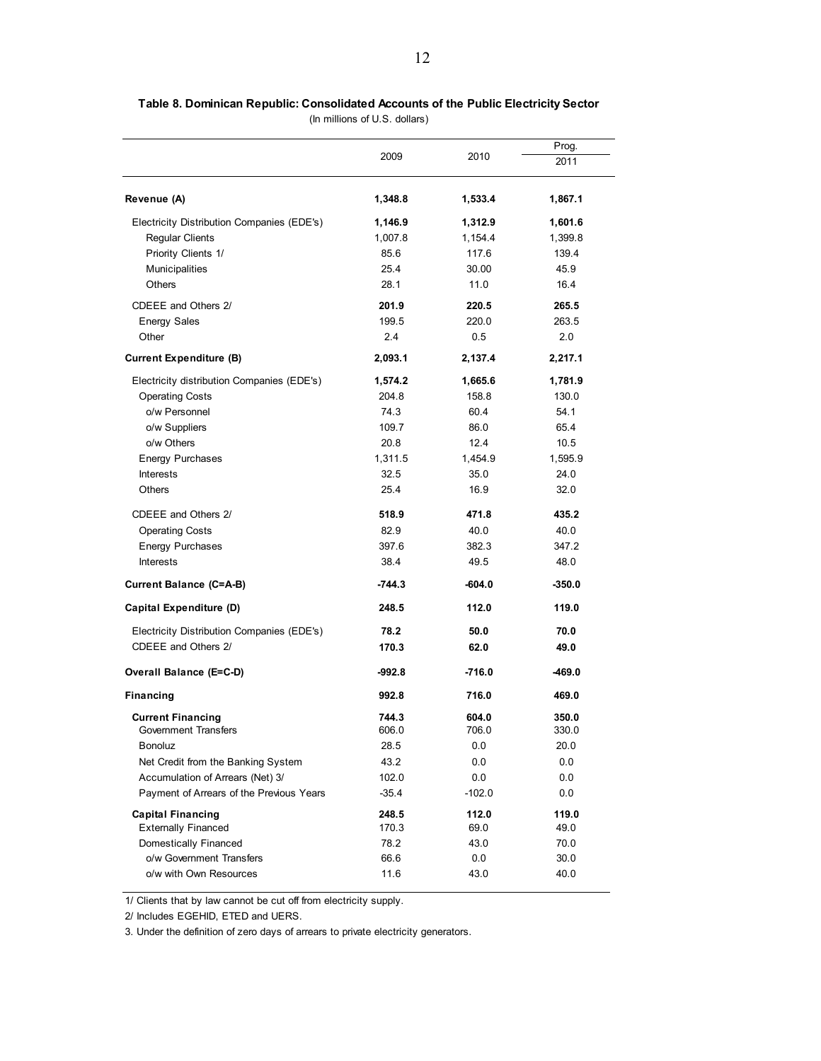**Table 8. Dominican Republic: Consolidated Accounts of the Public Electricity Sector**

(In millions of U.S. dollars)

| | 2009 | 2010 | Prog. 2011 |
|---|---|---|---|
| **Revenue (A)** | **1,348.8** | **1,533.4** | **1,867.1** |
| Electricity Distribution Companies (EDE's) | **1,146.9** | **1,312.9** | **1,601.6** |
| Regular Clients | 1,007.8 | 1,154.4 | 1,399.8 |
| Priority Clients 1/ | 85.6 | 117.6 | 139.4 |
| Municipalities | 25.4 | 30.00 | 45.9 |
| Others | 28.1 | 11.0 | 16.4 |
| CDEEE and Others 2/ | **201.9** | **220.5** | **265.5** |
| Energy Sales | 199.5 | 220.0 | 263.5 |
| Other | 2.4 | 0.5 | 2.0 |
| **Current Expenditure (B)** | **2,093.1** | **2,137.4** | **2,217.1** |
| Electricity distribution Companies (EDE's) | **1,574.2** | **1,665.6** | **1,781.9** |
| Operating Costs | 204.8 | 158.8 | 130.0 |
| o/w Personnel | 74.3 | 60.4 | 54.1 |
| o/w Suppliers | 109.7 | 86.0 | 65.4 |
| o/w Others | 20.8 | 12.4 | 10.5 |
| Energy Purchases | 1,311.5 | 1,454.9 | 1,595.9 |
| Interests | 32.5 | 35.0 | 24.0 |
| Others | 25.4 | 16.9 | 32.0 |
| CDEEE and Others 2/ | **518.9** | **471.8** | **435.2** |
| Operating Costs | 82.9 | 40.0 | 40.0 |
| Energy Purchases | 397.6 | 382.3 | 347.2 |
| Interests | 38.4 | 49.5 | 48.0 |
| **Current Balance (C=A-B)** | **-744.3** | **-604.0** | **-350.0** |
| **Capital Expenditure (D)** | **248.5** | **112.0** | **119.0** |
| Electricity Distribution Companies (EDE's) | **78.2** | **50.0** | **70.0** |
| CDEEE and Others 2/ | **170.3** | **62.0** | **49.0** |
| **Overall Balance (E=C-D)** | **-992.8** | **-716.0** | **-469.0** |
| **Financing** | **992.8** | **716.0** | **469.0** |
| **Current Financing** | **744.3** | **604.0** | **350.0** |
| Government Transfers | 606.0 | 706.0 | 330.0 |
| Bonoluz | 28.5 | 0.0 | 20.0 |
| Net Credit from the Banking System | 43.2 | 0.0 | 0.0 |
| Accumulation of Arrears (Net) 3/ | 102.0 | 0.0 | 0.0 |
| Payment of Arrears of the Previous Years | -35.4 | -102.0 | 0.0 |
| **Capital Financing** | **248.5** | **112.0** | **119.0** |
| Externally Financed | 170.3 | 69.0 | 49.0 |
| Domestically Financed | 78.2 | 43.0 | 70.0 |
| o/w Government Transfers | 66.6 | 0.0 | 30.0 |
| o/w with Own Resources | 11.6 | 43.0 | 40.0 |

1/ Clients that by law cannot be cut off from electricity supply.

2/ Includes EGEHID, ETED and UERS.

3. Under the definition of zero days of arrears to private electricity generators.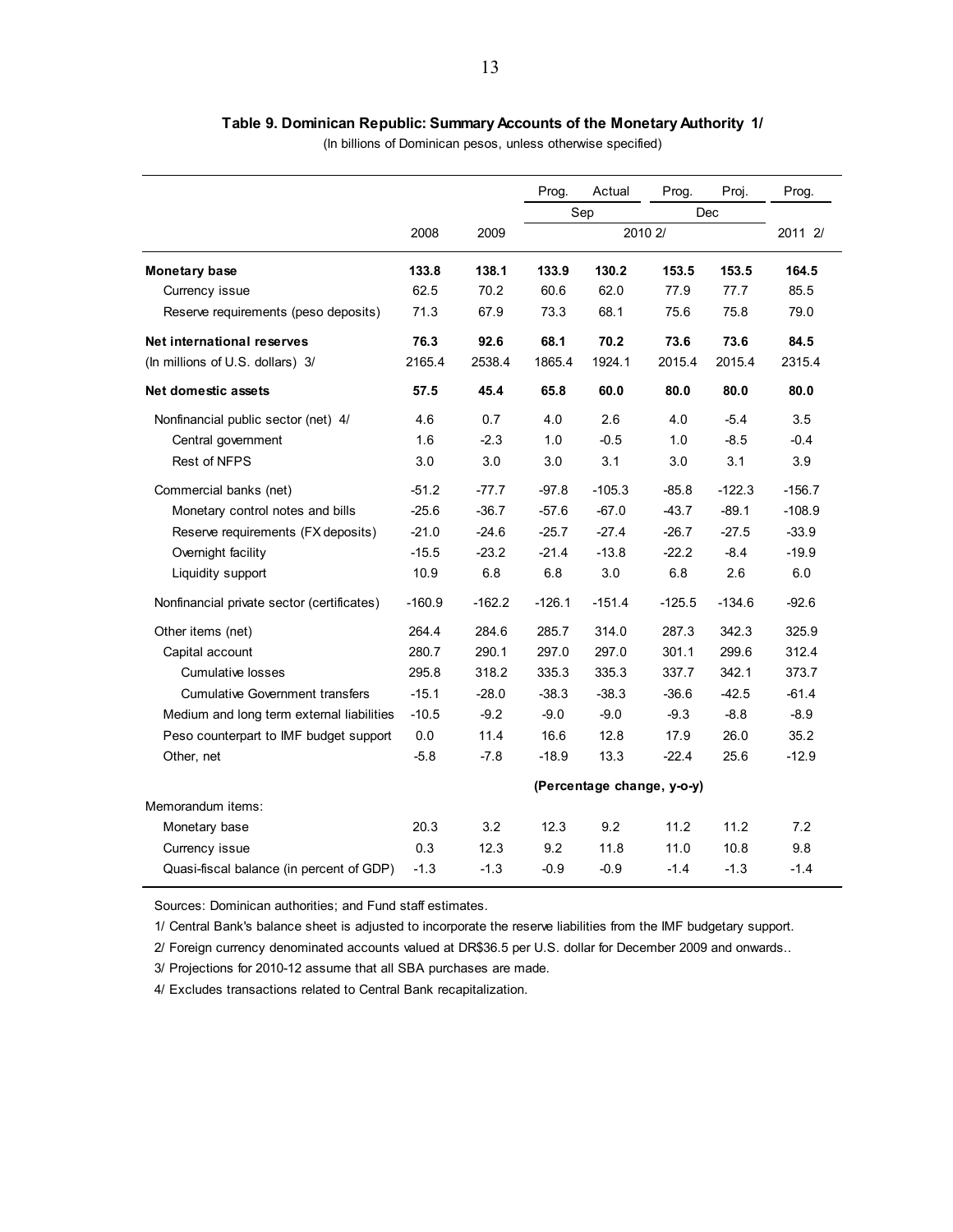**Table 9. Dominican Republic: Summary Accounts of the Monetary Authority 1/**

(In billions of Dominican pesos, unless otherwise specified)

| | | | Prog. | Actual | Prog. | Proj. | Prog. |
|---|---|---|---|---|---|---|---|
| | | | Sep | | Dec | | |
| | 2008 | 2009 | 2010 2/ | | | | 2011 2/ |
| **Monetary base** | **133.8** | **138.1** | **133.9** | **130.2** | **153.5** | **153.5** | **164.5** |
| Currency issue | 62.5 | 70.2 | 60.6 | 62.0 | 77.9 | 77.7 | 85.5 |
| Reserve requirements (peso deposits) | 71.3 | 67.9 | 73.3 | 68.1 | 75.6 | 75.8 | 79.0 |
| **Net international reserves** | **76.3** | **92.6** | **68.1** | **70.2** | **73.6** | **73.6** | **84.5** |
| (In millions of U.S. dollars) 3/ | 2165.4 | 2538.4 | 1865.4 | 1924.1 | 2015.4 | 2015.4 | 2315.4 |
| **Net domestic assets** | **57.5** | **45.4** | **65.8** | **60.0** | **80.0** | **80.0** | **80.0** |
| Nonfinancial public sector (net) 4/ | 4.6 | 0.7 | 4.0 | 2.6 | 4.0 | -5.4 | 3.5 |
| Central government | 1.6 | -2.3 | 1.0 | -0.5 | 1.0 | -8.5 | -0.4 |
| Rest of NFPS | 3.0 | 3.0 | 3.0 | 3.1 | 3.0 | 3.1 | 3.9 |
| Commercial banks (net) | -51.2 | -77.7 | -97.8 | -105.3 | -85.8 | -122.3 | -156.7 |
| Monetary control notes and bills | -25.6 | -36.7 | -57.6 | -67.0 | -43.7 | -89.1 | -108.9 |
| Reserve requirements (FX deposits) | -21.0 | -24.6 | -25.7 | -27.4 | -26.7 | -27.5 | -33.9 |
| Overnight facility | -15.5 | -23.2 | -21.4 | -13.8 | -22.2 | -8.4 | -19.9 |
| Liquidity support | 10.9 | 6.8 | 6.8 | 3.0 | 6.8 | 2.6 | 6.0 |
| Nonfinancial private sector (certificates) | -160.9 | -162.2 | -126.1 | -151.4 | -125.5 | -134.6 | -92.6 |
| Other items (net) | 264.4 | 284.6 | 285.7 | 314.0 | 287.3 | 342.3 | 325.9 |
| Capital account | 280.7 | 290.1 | 297.0 | 297.0 | 301.1 | 299.6 | 312.4 |
| Cumulative losses | 295.8 | 318.2 | 335.3 | 335.3 | 337.7 | 342.1 | 373.7 |
| Cumulative Government transfers | -15.1 | -28.0 | -38.3 | -38.3 | -36.6 | -42.5 | -61.4 |
| Medium and long term external liabilities | -10.5 | -9.2 | -9.0 | -9.0 | -9.3 | -8.8 | -8.9 |
| Peso counterpart to IMF budget support | 0.0 | 11.4 | 16.6 | 12.8 | 17.9 | 26.0 | 35.2 |
| Other, net | -5.8 | -7.8 | -18.9 | 13.3 | -22.4 | 25.6 | -12.9 |
| | | | **(Percentage change, y-o-y)** | | | | |
| Memorandum items: | | | | | | | |
| Monetary base | 20.3 | 3.2 | 12.3 | 9.2 | 11.2 | 11.2 | 7.2 |
| Currency issue | 0.3 | 12.3 | 9.2 | 11.8 | 11.0 | 10.8 | 9.8 |
| Quasi-fiscal balance (in percent of GDP) | -1.3 | -1.3 | -0.9 | -0.9 | -1.4 | -1.3 | -1.4 |

Sources: Dominican authorities; and Fund staff estimates.

1/ Central Bank's balance sheet is adjusted to incorporate the reserve liabilities from the IMF budgetary support.

2/ Foreign currency denominated accounts valued at DR$36.5 per U.S. dollar for December 2009 and onwards..

3/ Projections for 2010-12 assume that all SBA purchases are made.

4/ Excludes transactions related to Central Bank recapitalization.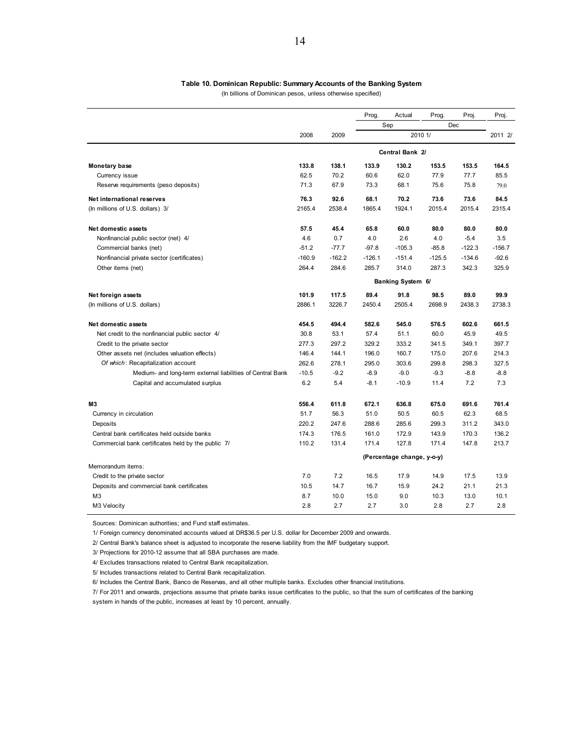**Table 10. Dominican Republic: Summary Accounts of the Banking System**

(In billions of Dominican pesos, unless otherwise specified)

| | 2008 | 2009 | Prog. Sep 2010 1/ | Actual Sep 2010 1/ | Prog. Dec 2010 1/ | Proj. Dec 2010 1/ | Proj. 2011 2/ |
|---|---|---|---|---|---|---|---|
| | | | **Central Bank 2/** | | | | |
| **Monetary base** | **133.8** | **138.1** | **133.9** | **130.2** | **153.5** | **153.5** | **164.5** |
| Currency issue | 62.5 | 70.2 | 60.6 | 62.0 | 77.9 | 77.7 | 85.5 |
| Reserve requirements (peso deposits) | 71.3 | 67.9 | 73.3 | 68.1 | 75.6 | 75.8 | 79.0 |
| **Net international reserves** | **76.3** | **92.6** | **68.1** | **70.2** | **73.6** | **73.6** | **84.5** |
| (In millions of U.S. dollars) 3/ | 2165.4 | 2538.4 | 1865.4 | 1924.1 | 2015.4 | 2015.4 | 2315.4 |
| **Net domestic assets** | **57.5** | **45.4** | **65.8** | **60.0** | **80.0** | **80.0** | **80.0** |
| Nonfinancial public sector (net) 4/ | 4.6 | 0.7 | 4.0 | 2.6 | 4.0 | -5.4 | 3.5 |
| Commercial banks (net) | -51.2 | -77.7 | -97.8 | -105.3 | -85.8 | -122.3 | -156.7 |
| Nonfinancial private sector (certificates) | -160.9 | -162.2 | -126.1 | -151.4 | -125.5 | -134.6 | -92.6 |
| Other items (net) | 264.4 | 284.6 | 285.7 | 314.0 | 287.3 | 342.3 | 325.9 |
| | | | **Banking System 6/** | | | | |
| **Net foreign assets** | **101.9** | **117.5** | **89.4** | **91.8** | **98.5** | **89.0** | **99.9** |
| (In millions of U.S. dollars) | 2886.1 | 3226.7 | 2450.4 | 2505.4 | 2698.9 | 2438.3 | 2738.3 |
| **Net domestic assets** | **454.5** | **494.4** | **582.6** | **545.0** | **576.5** | **602.6** | **661.5** |
| Net credit to the nonfinancial public sector 4/ | 30.8 | 53.1 | 57.4 | 51.1 | 60.0 | 45.9 | 49.5 |
| Credit to the private sector | 277.3 | 297.2 | 329.2 | 333.2 | 341.5 | 349.1 | 397.7 |
| Other assets net (includes valuation effects) | 146.4 | 144.1 | 196.0 | 160.7 | 175.0 | 207.6 | 214.3 |
| *Of which*: Recapitalization account | 262.6 | 278.1 | 295.0 | 303.6 | 299.8 | 298.3 | 327.5 |
| Medium- and long-term external liabilities of Central Bank | -10.5 | -9.2 | -8.9 | -9.0 | -9.3 | -8.8 | -8.8 |
| Capital and accumulated surplus | 6.2 | 5.4 | -8.1 | -10.9 | 11.4 | 7.2 | 7.3 |
| **M3** | **556.4** | **611.8** | **672.1** | **636.8** | **675.0** | **691.6** | **761.4** |
| Currency in circulation | 51.7 | 56.3 | 51.0 | 50.5 | 60.5 | 62.3 | 68.5 |
| Deposits | 220.2 | 247.6 | 288.6 | 285.6 | 299.3 | 311.2 | 343.0 |
| Central bank certificates held outside banks | 174.3 | 176.5 | 161.0 | 172.9 | 143.9 | 170.3 | 136.2 |
| Commercial bank certificates held by the public 7/ | 110.2 | 131.4 | 171.4 | 127.8 | 171.4 | 147.8 | 213.7 |
| | | | **(Percentage change, y-o-y)** | | | | |
| Memorandum items: | | | | | | | |
| Credit to the private sector | 7.0 | 7.2 | 16.5 | 17.9 | 14.9 | 17.5 | 13.9 |
| Deposits and commercial bank certificates | 10.5 | 14.7 | 16.7 | 15.9 | 24.2 | 21.1 | 21.3 |
| M3 | 8.7 | 10.0 | 15.0 | 9.0 | 10.3 | 13.0 | 10.1 |
| M3 Velocity | 2.8 | 2.7 | 2.7 | 3.0 | 2.8 | 2.7 | 2.8 |

Sources: Dominican authorities; and Fund staff estimates.

1/ Foreign currency denominated accounts valued at DR$36.5 per U.S. dollar for December 2009 and onwards.

2/ Central Bank's balance sheet is adjusted to incorporate the reserve liability from the IMF budgetary support.

3/ Projections for 2010-12 assume that all SBA purchases are made.

4/ Excludes transactions related to Central Bank recapitalization.

5/ Includes transactions related to Central Bank recapitalization.

6/ Includes the Central Bank, Banco de Reservas, and all other multiple banks. Excludes other financial institutions.

7/ For 2011 and onwards, projections assume that private banks issue certificates to the public, so that the sum of certificates of the banking system in hands of the public, increases at least by 10 percent, annually.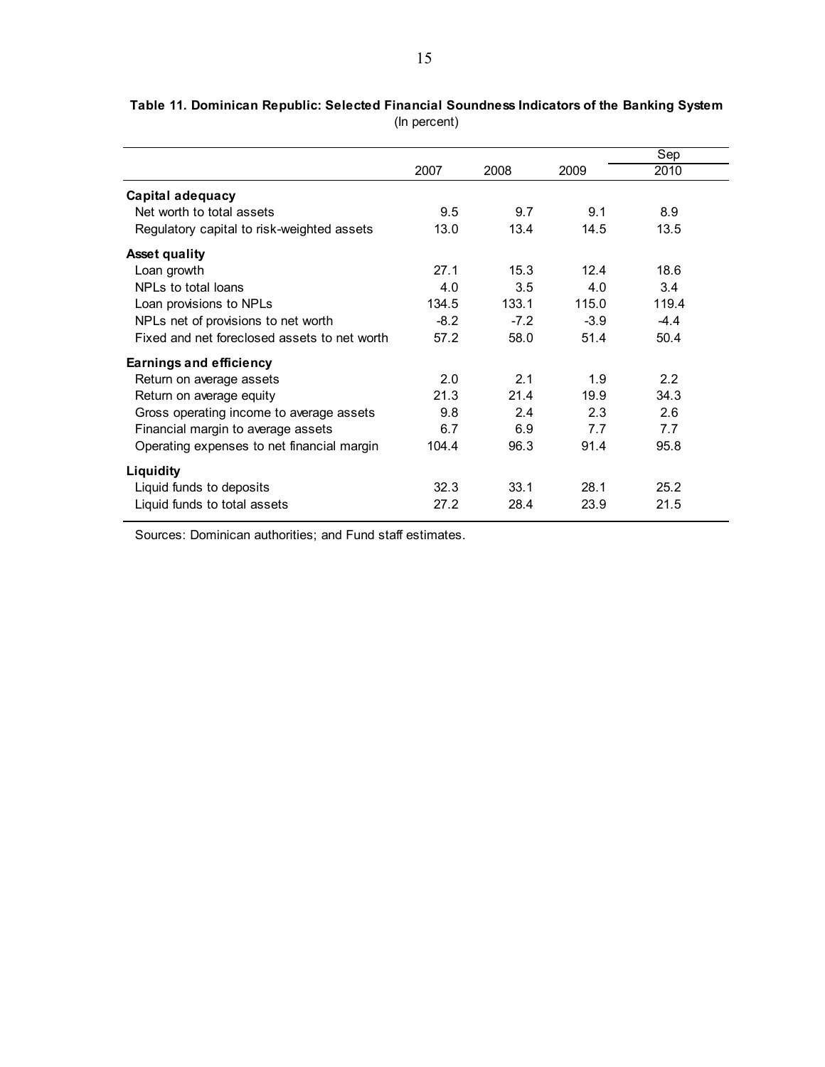**Table 11. Dominican Republic: Selected Financial Soundness Indicators of the Banking System**
(In percent)

| | 2007 | 2008 | 2009 | Sep 2010 |
|---|---|---|---|---|
| **Capital adequacy** | | | | |
| Net worth to total assets | 9.5 | 9.7 | 9.1 | 8.9 |
| Regulatory capital to risk-weighted assets | 13.0 | 13.4 | 14.5 | 13.5 |
| **Asset quality** | | | | |
| Loan growth | 27.1 | 15.3 | 12.4 | 18.6 |
| NPLs to total loans | 4.0 | 3.5 | 4.0 | 3.4 |
| Loan provisions to NPLs | 134.5 | 133.1 | 115.0 | 119.4 |
| NPLs net of provisions to net worth | -8.2 | -7.2 | -3.9 | -4.4 |
| Fixed and net foreclosed assets to net worth | 57.2 | 58.0 | 51.4 | 50.4 |
| **Earnings and efficiency** | | | | |
| Return on average assets | 2.0 | 2.1 | 1.9 | 2.2 |
| Return on average equity | 21.3 | 21.4 | 19.9 | 34.3 |
| Gross operating income to average assets | 9.8 | 2.4 | 2.3 | 2.6 |
| Financial margin to average assets | 6.7 | 6.9 | 7.7 | 7.7 |
| Operating expenses to net financial margin | 104.4 | 96.3 | 91.4 | 95.8 |
| **Liquidity** | | | | |
| Liquid funds to deposits | 32.3 | 33.1 | 28.1 | 25.2 |
| Liquid funds to total assets | 27.2 | 28.4 | 23.9 | 21.5 |

Sources: Dominican authorities; and Fund staff estimates.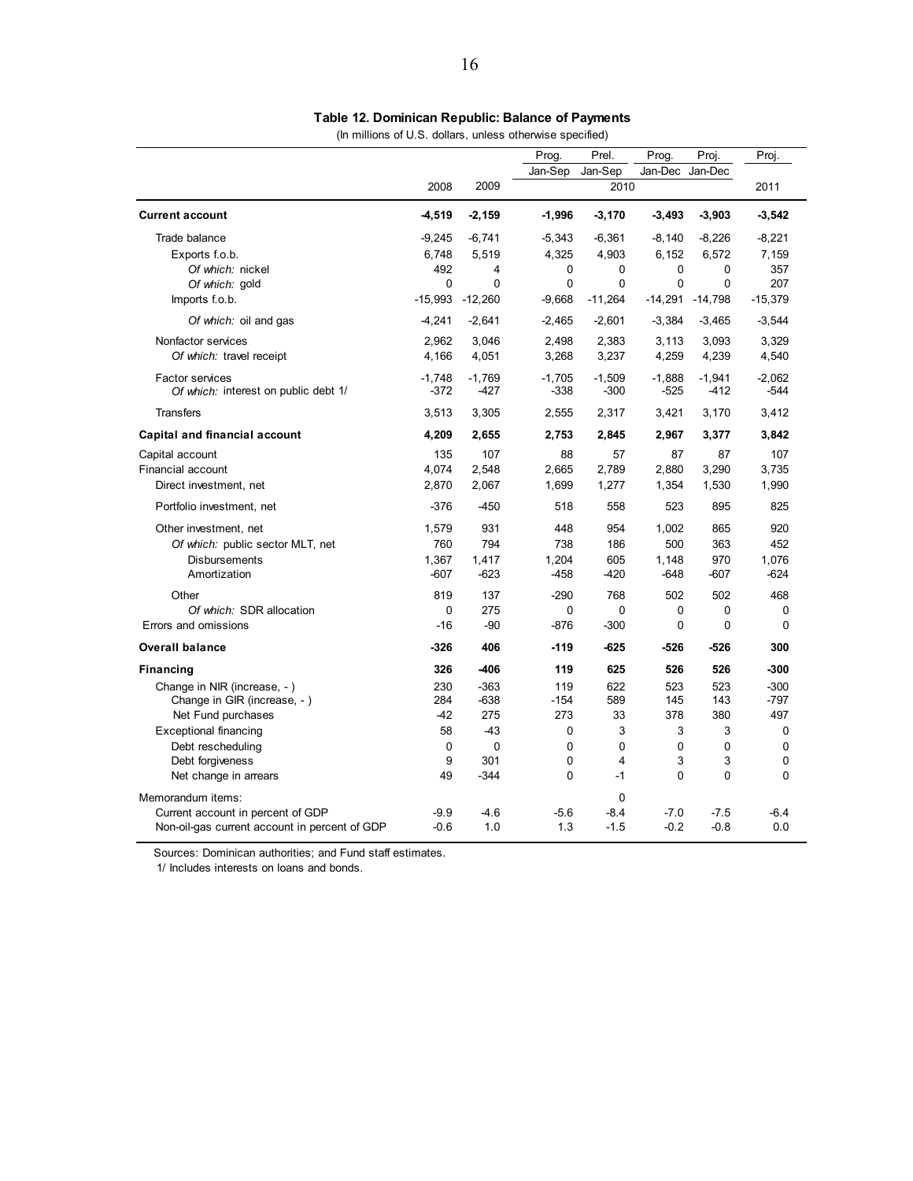**Table 12. Dominican Republic: Balance of Payments**

(In millions of U.S. dollars, unless otherwise specified)

| | 2008 | 2009 | 2010 Prog. Jan-Sep | 2010 Prel. Jan-Sep | 2010 Prog. Jan-Dec | 2010 Proj. Jan-Dec | 2011 Proj. |
|---|---|---|---|---|---|---|---|
| **Current account** | **-4,519** | **-2,159** | **-1,996** | **-3,170** | **-3,493** | **-3,903** | **-3,542** |
| Trade balance | -9,245 | -6,741 | -5,343 | -6,361 | -8,140 | -8,226 | -8,221 |
| Exports f.o.b. | 6,748 | 5,519 | 4,325 | 4,903 | 6,152 | 6,572 | 7,159 |
| *Of which:* nickel | 492 | 4 | 0 | 0 | 0 | 0 | 357 |
| *Of which:* gold | 0 | 0 | 0 | 0 | 0 | 0 | 207 |
| Imports f.o.b. | -15,993 | -12,260 | -9,668 | -11,264 | -14,291 | -14,798 | -15,379 |
| *Of which:* oil and gas | -4,241 | -2,641 | -2,465 | -2,601 | -3,384 | -3,465 | -3,544 |
| Nonfactor services | 2,962 | 3,046 | 2,498 | 2,383 | 3,113 | 3,093 | 3,329 |
| *Of which:* travel receipt | 4,166 | 4,051 | 3,268 | 3,237 | 4,259 | 4,239 | 4,540 |
| Factor services | -1,748 | -1,769 | -1,705 | -1,509 | -1,888 | -1,941 | -2,062 |
| *Of which:* interest on public debt 1/ | -372 | -427 | -338 | -300 | -525 | -412 | -544 |
| Transfers | 3,513 | 3,305 | 2,555 | 2,317 | 3,421 | 3,170 | 3,412 |
| **Capital and financial account** | **4,209** | **2,655** | **2,753** | **2,845** | **2,967** | **3,377** | **3,842** |
| Capital account | 135 | 107 | 88 | 57 | 87 | 87 | 107 |
| Financial account | 4,074 | 2,548 | 2,665 | 2,789 | 2,880 | 3,290 | 3,735 |
| Direct investment, net | 2,870 | 2,067 | 1,699 | 1,277 | 1,354 | 1,530 | 1,990 |
| Portfolio investment, net | -376 | -450 | 518 | 558 | 523 | 895 | 825 |
| Other investment, net | 1,579 | 931 | 448 | 954 | 1,002 | 865 | 920 |
| *Of which:* public sector MLT, net | 760 | 794 | 738 | 186 | 500 | 363 | 452 |
| Disbursements | 1,367 | 1,417 | 1,204 | 605 | 1,148 | 970 | 1,076 |
| Amortization | -607 | -623 | -458 | -420 | -648 | -607 | -624 |
| Other | 819 | 137 | -290 | 768 | 502 | 502 | 468 |
| *Of which:* SDR allocation | 0 | 275 | 0 | 0 | 0 | 0 | 0 |
| Errors and omissions | -16 | -90 | -876 | -300 | 0 | 0 | 0 |
| **Overall balance** | **-326** | **406** | **-119** | **-625** | **-526** | **-526** | **300** |
| **Financing** | **326** | **-406** | **119** | **625** | **526** | **526** | **-300** |
| Change in NIR (increase, - ) | 230 | -363 | 119 | 622 | 523 | 523 | -300 |
| Change in GIR (increase, - ) | 284 | -638 | -154 | 589 | 145 | 143 | -797 |
| Net Fund purchases | -42 | 275 | 273 | 33 | 378 | 380 | 497 |
| Exceptional financing | 58 | -43 | 0 | 3 | 3 | 3 | 0 |
| Debt rescheduling | 0 | 0 | 0 | 0 | 0 | 0 | 0 |
| Debt forgiveness | 9 | 301 | 0 | 4 | 3 | 3 | 0 |
| Net change in arrears | 49 | -344 | 0 | -1 | 0 | 0 | 0 |
| Memorandum items: | | | | 0 | | | |
| Current account in percent of GDP | -9.9 | -4.6 | -5.6 | -8.4 | -7.0 | -7.5 | -6.4 |
| Non-oil-gas current account in percent of GDP | -0.6 | 1.0 | 1.3 | -1.5 | -0.2 | -0.8 | 0.0 |

Sources: Dominican authorities; and Fund staff estimates.

1/ Includes interests on loans and bonds.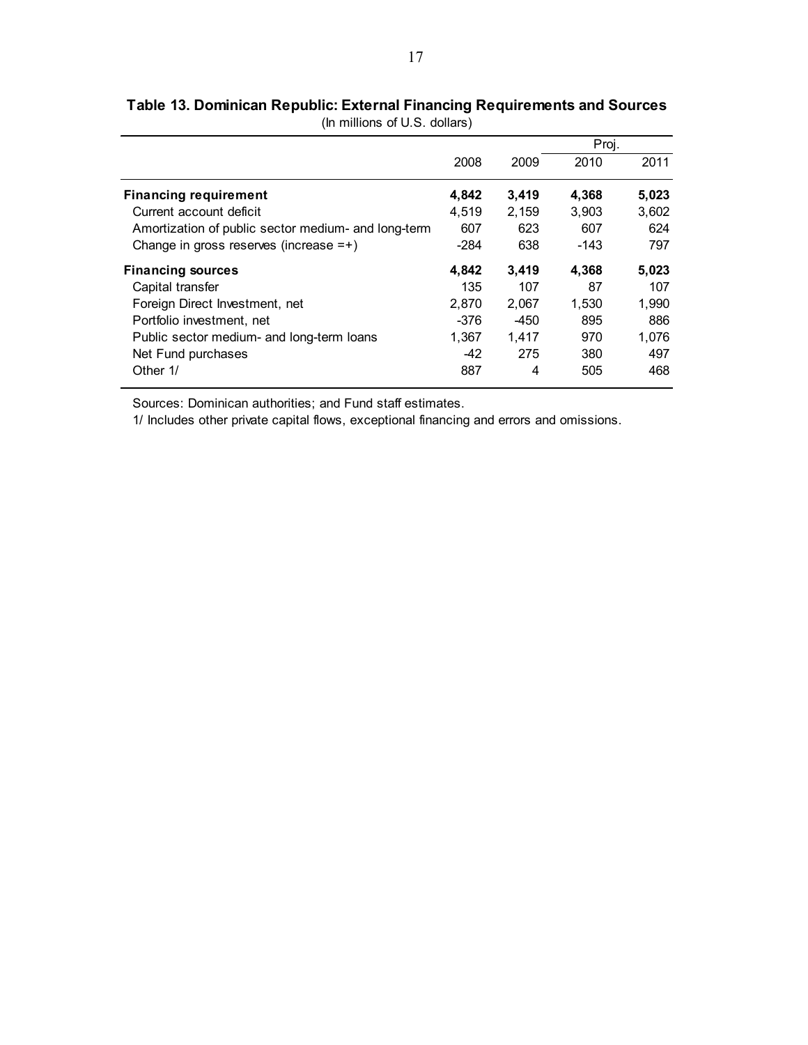**Table 13. Dominican Republic: External Financing Requirements and Sources**

(In millions of U.S. dollars)

| | | | Proj. | |
|---|---|---|---|---|
| | 2008 | 2009 | 2010 | 2011 |
| **Financing requirement** | **4,842** | **3,419** | **4,368** | **5,023** |
| Current account deficit | 4,519 | 2,159 | 3,903 | 3,602 |
| Amortization of public sector medium- and long-term | 607 | 623 | 607 | 624 |
| Change in gross reserves (increase =+) | -284 | 638 | -143 | 797 |
| **Financing sources** | **4,842** | **3,419** | **4,368** | **5,023** |
| Capital transfer | 135 | 107 | 87 | 107 |
| Foreign Direct Investment, net | 2,870 | 2,067 | 1,530 | 1,990 |
| Portfolio investment, net | -376 | -450 | 895 | 886 |
| Public sector medium- and long-term loans | 1,367 | 1,417 | 970 | 1,076 |
| Net Fund purchases | -42 | 275 | 380 | 497 |
| Other 1/ | 887 | 4 | 505 | 468 |

Sources: Dominican authorities; and Fund staff estimates.

1/ Includes other private capital flows, exceptional financing and errors and omissions.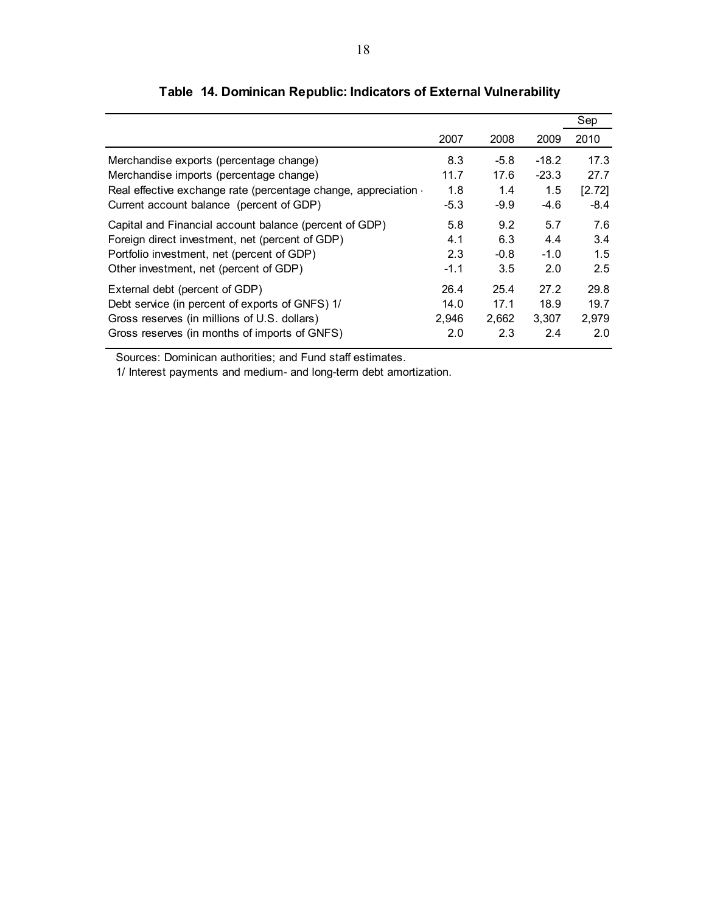# Table 14. Dominican Republic: Indicators of External Vulnerability

| | 2007 | 2008 | 2009 | Sep 2010 |
|---|---|---|---|---|
| Merchandise exports (percentage change) | 8.3 | -5.8 | -18.2 | 17.3 |
| Merchandise imports (percentage change) | 11.7 | 17.6 | -23.3 | 27.7 |
| Real effective exchange rate (percentage change, appreciation · | 1.8 | 1.4 | 1.5 | [2.72] |
| Current account balance (percent of GDP) | -5.3 | -9.9 | -4.6 | -8.4 |
| Capital and Financial account balance (percent of GDP) | 5.8 | 9.2 | 5.7 | 7.6 |
| Foreign direct investment, net (percent of GDP) | 4.1 | 6.3 | 4.4 | 3.4 |
| Portfolio investment, net (percent of GDP) | 2.3 | -0.8 | -1.0 | 1.5 |
| Other investment, net (percent of GDP) | -1.1 | 3.5 | 2.0 | 2.5 |
| External debt (percent of GDP) | 26.4 | 25.4 | 27.2 | 29.8 |
| Debt service (in percent of exports of GNFS) 1/ | 14.0 | 17.1 | 18.9 | 19.7 |
| Gross reserves (in millions of U.S. dollars) | 2,946 | 2,662 | 3,307 | 2,979 |
| Gross reserves (in months of imports of GNFS) | 2.0 | 2.3 | 2.4 | 2.0 |

Sources: Dominican authorities; and Fund staff estimates.

1/ Interest payments and medium- and long-term debt amortization.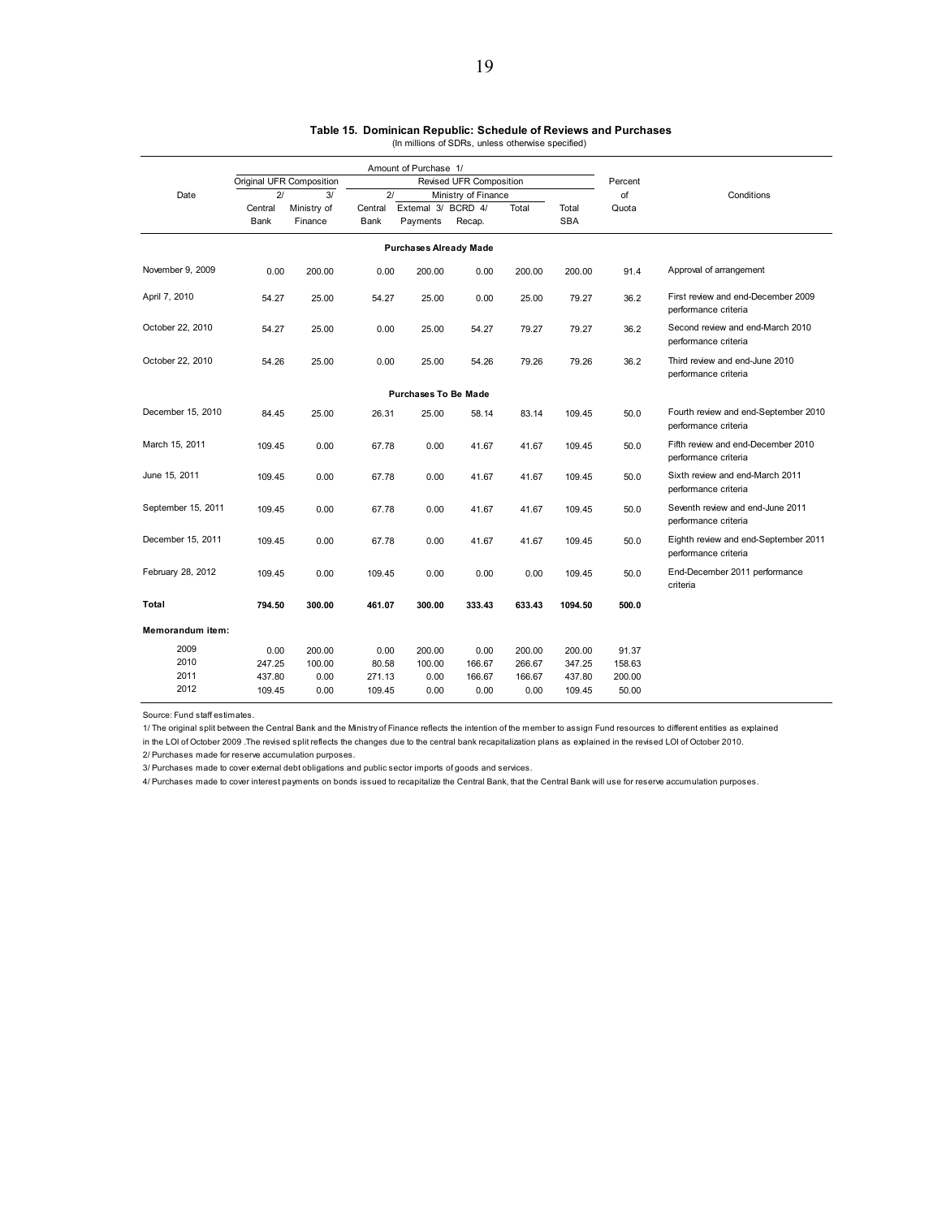**Table 15. Dominican Republic: Schedule of Reviews and Purchases**
(In millions of SDRs, unless otherwise specified)

| Date | Amount of Purchase 1/ | | | | | | | Percent of Quota | Conditions |
|---|---|---|---|---|---|---|---|---|---|
| | Original UFR Composition | | Revised UFR Composition | | | | | | |
| | 2/ Central Bank | 3/ Ministry of Finance | 2/ Central Bank | Ministry of Finance External 3/ Payments | Ministry of Finance BCRD 4/ Recap. | Ministry of Finance Total | Total SBA | | |
| **Purchases Already Made** | | | | | | | | | |
| November 9, 2009 | 0.00 | 200.00 | 0.00 | 200.00 | 0.00 | 200.00 | 200.00 | 91.4 | Approval of arrangement |
| April 7, 2010 | 54.27 | 25.00 | 54.27 | 25.00 | 0.00 | 25.00 | 79.27 | 36.2 | First review and end-December 2009 performance criteria |
| October 22, 2010 | 54.27 | 25.00 | 0.00 | 25.00 | 54.27 | 79.27 | 79.27 | 36.2 | Second review and end-March 2010 performance criteria |
| October 22, 2010 | 54.26 | 25.00 | 0.00 | 25.00 | 54.26 | 79.26 | 79.26 | 36.2 | Third review and end-June 2010 performance criteria |
| **Purchases To Be Made** | | | | | | | | | |
| December 15, 2010 | 84.45 | 25.00 | 26.31 | 25.00 | 58.14 | 83.14 | 109.45 | 50.0 | Fourth review and end-September 2010 performance criteria |
| March 15, 2011 | 109.45 | 0.00 | 67.78 | 0.00 | 41.67 | 41.67 | 109.45 | 50.0 | Fifth review and end-December 2010 performance criteria |
| June 15, 2011 | 109.45 | 0.00 | 67.78 | 0.00 | 41.67 | 41.67 | 109.45 | 50.0 | Sixth review and end-March 2011 performance criteria |
| September 15, 2011 | 109.45 | 0.00 | 67.78 | 0.00 | 41.67 | 41.67 | 109.45 | 50.0 | Seventh review and end-June 2011 performance criteria |
| December 15, 2011 | 109.45 | 0.00 | 67.78 | 0.00 | 41.67 | 41.67 | 109.45 | 50.0 | Eighth review and end-September 2011 performance criteria |
| February 28, 2012 | 109.45 | 0.00 | 109.45 | 0.00 | 0.00 | 0.00 | 109.45 | 50.0 | End-December 2011 performance criteria |
| **Total** | **794.50** | **300.00** | **461.07** | **300.00** | **333.43** | **633.43** | **1094.50** | **500.0** | |
| **Memorandum item:** | | | | | | | | | |
| 2009 | 0.00 | 200.00 | 0.00 | 200.00 | 0.00 | 200.00 | 200.00 | 91.37 | |
| 2010 | 247.25 | 100.00 | 80.58 | 100.00 | 166.67 | 266.67 | 347.25 | 158.63 | |
| 2011 | 437.80 | 0.00 | 271.13 | 0.00 | 166.67 | 166.67 | 437.80 | 200.00 | |
| 2012 | 109.45 | 0.00 | 109.45 | 0.00 | 0.00 | 0.00 | 109.45 | 50.00 | |

Source: Fund staff estimates.

1/ The original split between the Central Bank and the Ministry of Finance reflects the intention of the member to assign Fund resources to different entities as explained in the LOI of October 2009 .The revised split reflects the changes due to the central bank recapitalization plans as explained in the revised LOI of October 2010.

2/ Purchases made for reserve accumulation purposes.

3/ Purchases made to cover external debt obligations and public sector imports of goods and services.

4/ Purchases made to cover interest payments on bonds issued to recapitalize the Central Bank, that the Central Bank will use for reserve accumulation purposes.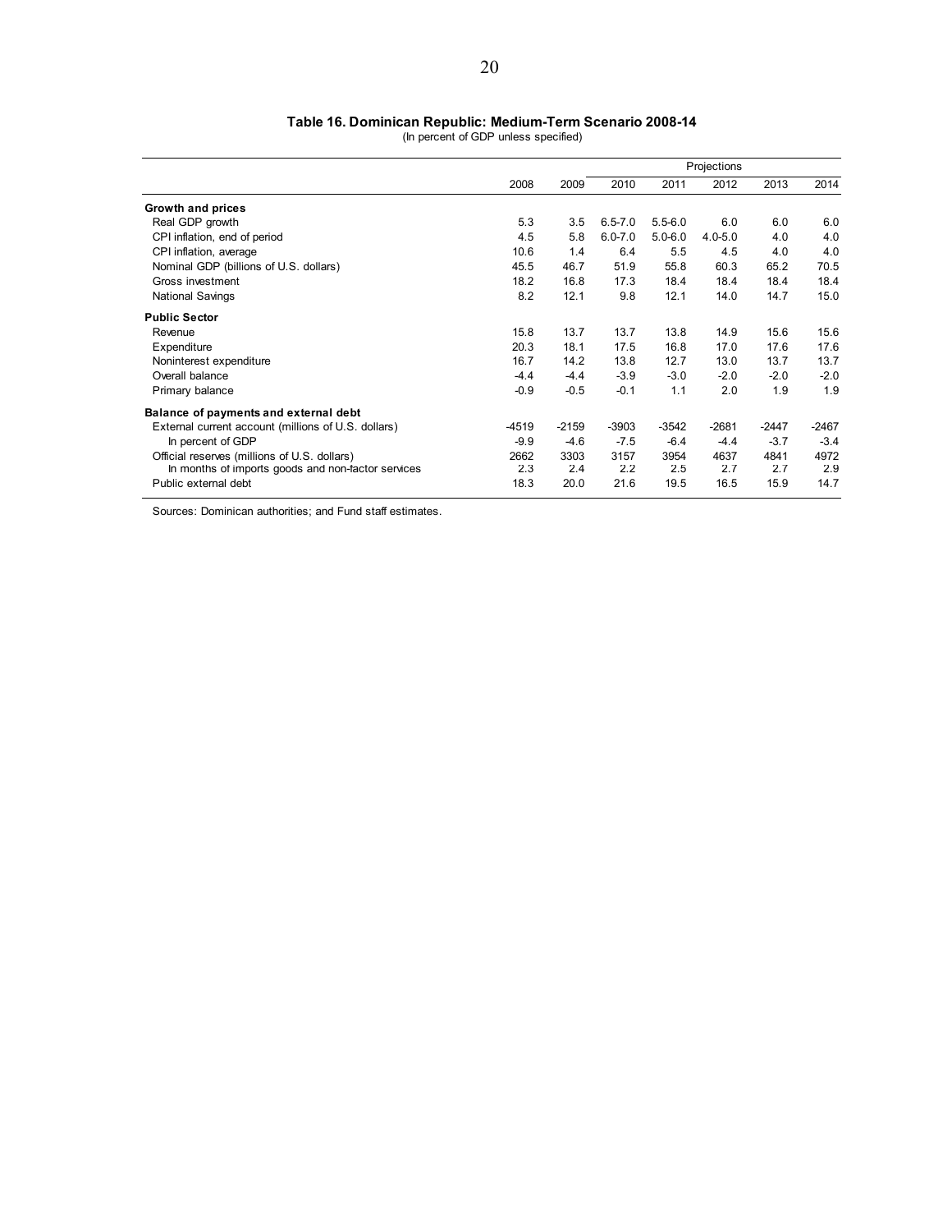**Table 16. Dominican Republic: Medium-Term Scenario 2008-14**

(In percent of GDP unless specified)

| | 2008 | 2009 | Projections 2010 | 2011 | 2012 | 2013 | 2014 |
|---|---|---|---|---|---|---|---|
| **Growth and prices** | | | | | | | |
| Real GDP growth | 5.3 | 3.5 | 6.5-7.0 | 5.5-6.0 | 6.0 | 6.0 | 6.0 |
| CPI inflation, end of period | 4.5 | 5.8 | 6.0-7.0 | 5.0-6.0 | 4.0-5.0 | 4.0 | 4.0 |
| CPI inflation, average | 10.6 | 1.4 | 6.4 | 5.5 | 4.5 | 4.0 | 4.0 |
| Nominal GDP (billions of U.S. dollars) | 45.5 | 46.7 | 51.9 | 55.8 | 60.3 | 65.2 | 70.5 |
| Gross investment | 18.2 | 16.8 | 17.3 | 18.4 | 18.4 | 18.4 | 18.4 |
| National Savings | 8.2 | 12.1 | 9.8 | 12.1 | 14.0 | 14.7 | 15.0 |
| **Public Sector** | | | | | | | |
| Revenue | 15.8 | 13.7 | 13.7 | 13.8 | 14.9 | 15.6 | 15.6 |
| Expenditure | 20.3 | 18.1 | 17.5 | 16.8 | 17.0 | 17.6 | 17.6 |
| Noninterest expenditure | 16.7 | 14.2 | 13.8 | 12.7 | 13.0 | 13.7 | 13.7 |
| Overall balance | -4.4 | -4.4 | -3.9 | -3.0 | -2.0 | -2.0 | -2.0 |
| Primary balance | -0.9 | -0.5 | -0.1 | 1.1 | 2.0 | 1.9 | 1.9 |
| **Balance of payments and external debt** | | | | | | | |
| External current account (millions of U.S. dollars) | -4519 | -2159 | -3903 | -3542 | -2681 | -2447 | -2467 |
| In percent of GDP | -9.9 | -4.6 | -7.5 | -6.4 | -4.4 | -3.7 | -3.4 |
| Official reserves (millions of U.S. dollars) | 2662 | 3303 | 3157 | 3954 | 4637 | 4841 | 4972 |
| In months of imports goods and non-factor services | 2.3 | 2.4 | 2.2 | 2.5 | 2.7 | 2.7 | 2.9 |
| Public external debt | 18.3 | 20.0 | 21.6 | 19.5 | 16.5 | 15.9 | 14.7 |

Sources: Dominican authorities; and Fund staff estimates.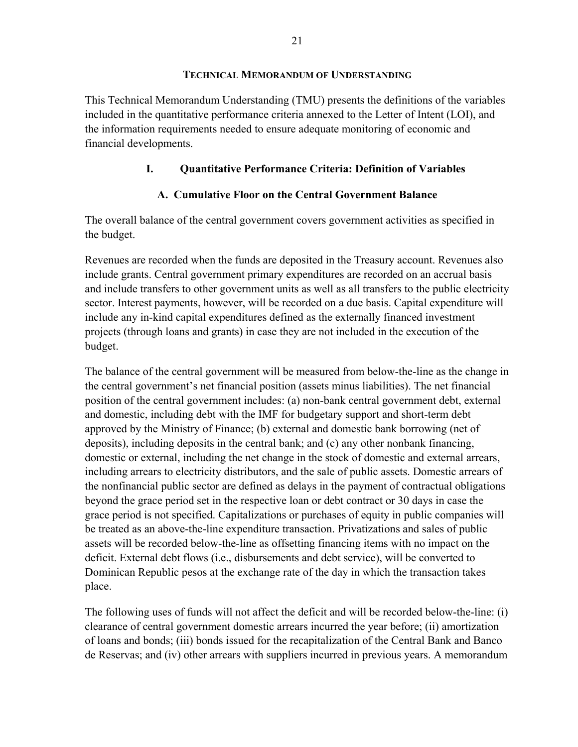## TECHNICAL MEMORANDUM OF UNDERSTANDING

This Technical Memorandum Understanding (TMU) presents the definitions of the variables included in the quantitative performance criteria annexed to the Letter of Intent (LOI), and the information requirements needed to ensure adequate monitoring of economic and financial developments.

## I. Quantitative Performance Criteria: Definition of Variables

### A. Cumulative Floor on the Central Government Balance

The overall balance of the central government covers government activities as specified in the budget.

Revenues are recorded when the funds are deposited in the Treasury account. Revenues also include grants. Central government primary expenditures are recorded on an accrual basis and include transfers to other government units as well as all transfers to the public electricity sector. Interest payments, however, will be recorded on a due basis. Capital expenditure will include any in-kind capital expenditures defined as the externally financed investment projects (through loans and grants) in case they are not included in the execution of the budget.

The balance of the central government will be measured from below-the-line as the change in the central government's net financial position (assets minus liabilities). The net financial position of the central government includes: (a) non-bank central government debt, external and domestic, including debt with the IMF for budgetary support and short-term debt approved by the Ministry of Finance; (b) external and domestic bank borrowing (net of deposits), including deposits in the central bank; and (c) any other nonbank financing, domestic or external, including the net change in the stock of domestic and external arrears, including arrears to electricity distributors, and the sale of public assets. Domestic arrears of the nonfinancial public sector are defined as delays in the payment of contractual obligations beyond the grace period set in the respective loan or debt contract or 30 days in case the grace period is not specified. Capitalizations or purchases of equity in public companies will be treated as an above-the-line expenditure transaction. Privatizations and sales of public assets will be recorded below-the-line as offsetting financing items with no impact on the deficit. External debt flows (i.e., disbursements and debt service), will be converted to Dominican Republic pesos at the exchange rate of the day in which the transaction takes place.

The following uses of funds will not affect the deficit and will be recorded below-the-line: (i) clearance of central government domestic arrears incurred the year before; (ii) amortization of loans and bonds; (iii) bonds issued for the recapitalization of the Central Bank and Banco de Reservas; and (iv) other arrears with suppliers incurred in previous years. A memorandum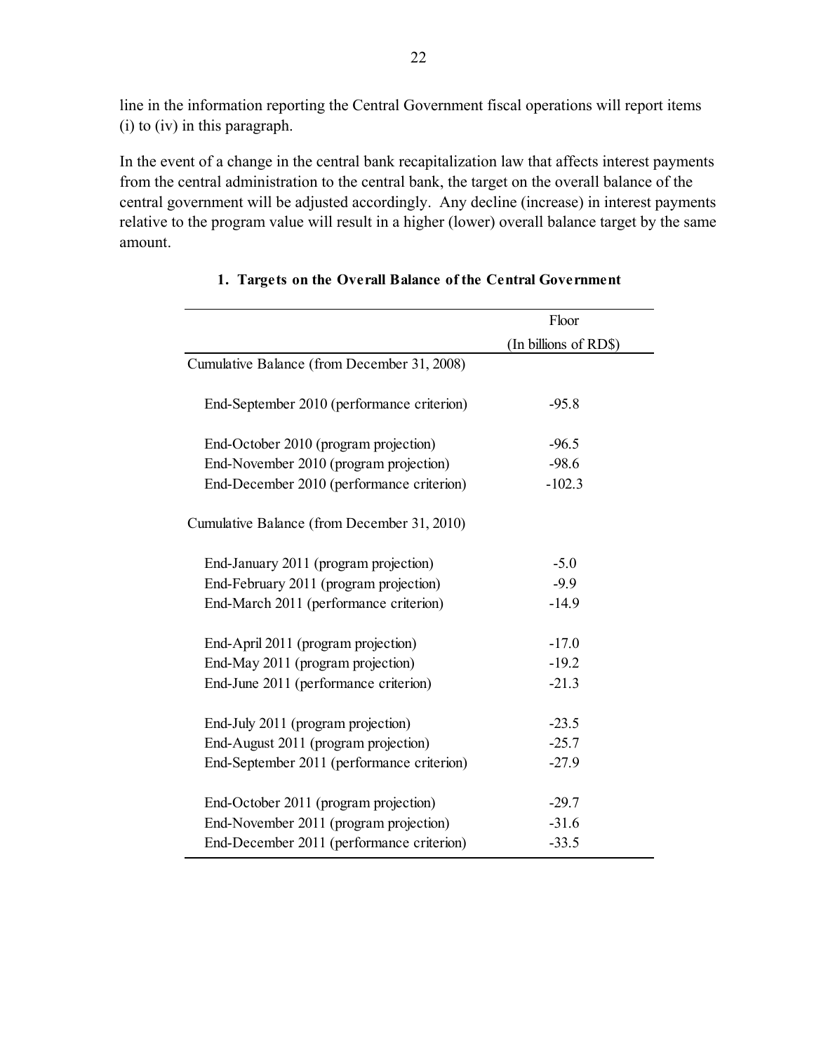line in the information reporting the Central Government fiscal operations will report items (i) to (iv) in this paragraph.

In the event of a change in the central bank recapitalization law that affects interest payments from the central administration to the central bank, the target on the overall balance of the central government will be adjusted accordingly. Any decline (increase) in interest payments relative to the program value will result in a higher (lower) overall balance target by the same amount.

**1. Targets on the Overall Balance of the Central Government**

| | Floor (In billions of RD$) |
|---|---|
| Cumulative Balance (from December 31, 2008) | |
| End-September 2010 (performance criterion) | -95.8 |
| End-October 2010 (program projection) | -96.5 |
| End-November 2010 (program projection) | -98.6 |
| End-December 2010 (performance criterion) | -102.3 |
| Cumulative Balance (from December 31, 2010) | |
| End-January 2011 (program projection) | -5.0 |
| End-February 2011 (program projection) | -9.9 |
| End-March 2011 (performance criterion) | -14.9 |
| End-April 2011 (program projection) | -17.0 |
| End-May 2011 (program projection) | -19.2 |
| End-June 2011 (performance criterion) | -21.3 |
| End-July 2011 (program projection) | -23.5 |
| End-August 2011 (program projection) | -25.7 |
| End-September 2011 (performance criterion) | -27.9 |
| End-October 2011 (program projection) | -29.7 |
| End-November 2011 (program projection) | -31.6 |
| End-December 2011 (performance criterion) | -33.5 |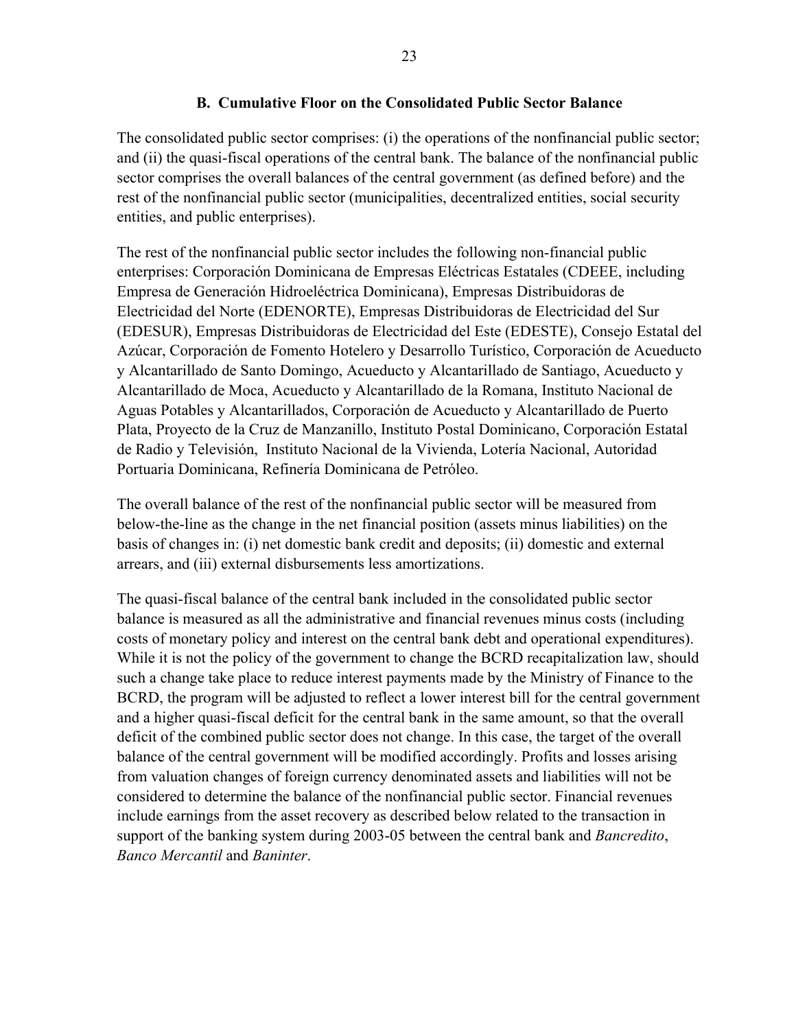### B. Cumulative Floor on the Consolidated Public Sector Balance

The consolidated public sector comprises: (i) the operations of the nonfinancial public sector; and (ii) the quasi-fiscal operations of the central bank. The balance of the nonfinancial public sector comprises the overall balances of the central government (as defined before) and the rest of the nonfinancial public sector (municipalities, decentralized entities, social security entities, and public enterprises).

The rest of the nonfinancial public sector includes the following non-financial public enterprises: Corporación Dominicana de Empresas Eléctricas Estatales (CDEEE, including Empresa de Generación Hidroeléctrica Dominicana), Empresas Distribuidoras de Electricidad del Norte (EDENORTE), Empresas Distribuidoras de Electricidad del Sur (EDESUR), Empresas Distribuidoras de Electricidad del Este (EDESTE), Consejo Estatal del Azúcar, Corporación de Fomento Hotelero y Desarrollo Turístico, Corporación de Acueducto y Alcantarillado de Santo Domingo, Acueducto y Alcantarillado de Santiago, Acueducto y Alcantarillado de Moca, Acueducto y Alcantarillado de la Romana, Instituto Nacional de Aguas Potables y Alcantarillados, Corporación de Acueducto y Alcantarillado de Puerto Plata, Proyecto de la Cruz de Manzanillo, Instituto Postal Dominicano, Corporación Estatal de Radio y Televisión, Instituto Nacional de la Vivienda, Lotería Nacional, Autoridad Portuaria Dominicana, Refinería Dominicana de Petróleo.

The overall balance of the rest of the nonfinancial public sector will be measured from below-the-line as the change in the net financial position (assets minus liabilities) on the basis of changes in: (i) net domestic bank credit and deposits; (ii) domestic and external arrears, and (iii) external disbursements less amortizations.

The quasi-fiscal balance of the central bank included in the consolidated public sector balance is measured as all the administrative and financial revenues minus costs (including costs of monetary policy and interest on the central bank debt and operational expenditures). While it is not the policy of the government to change the BCRD recapitalization law, should such a change take place to reduce interest payments made by the Ministry of Finance to the BCRD, the program will be adjusted to reflect a lower interest bill for the central government and a higher quasi-fiscal deficit for the central bank in the same amount, so that the overall deficit of the combined public sector does not change. In this case, the target of the overall balance of the central government will be modified accordingly. Profits and losses arising from valuation changes of foreign currency denominated assets and liabilities will not be considered to determine the balance of the nonfinancial public sector. Financial revenues include earnings from the asset recovery as described below related to the transaction in support of the banking system during 2003-05 between the central bank and *Bancredito*, *Banco Mercantil* and *Baninter*.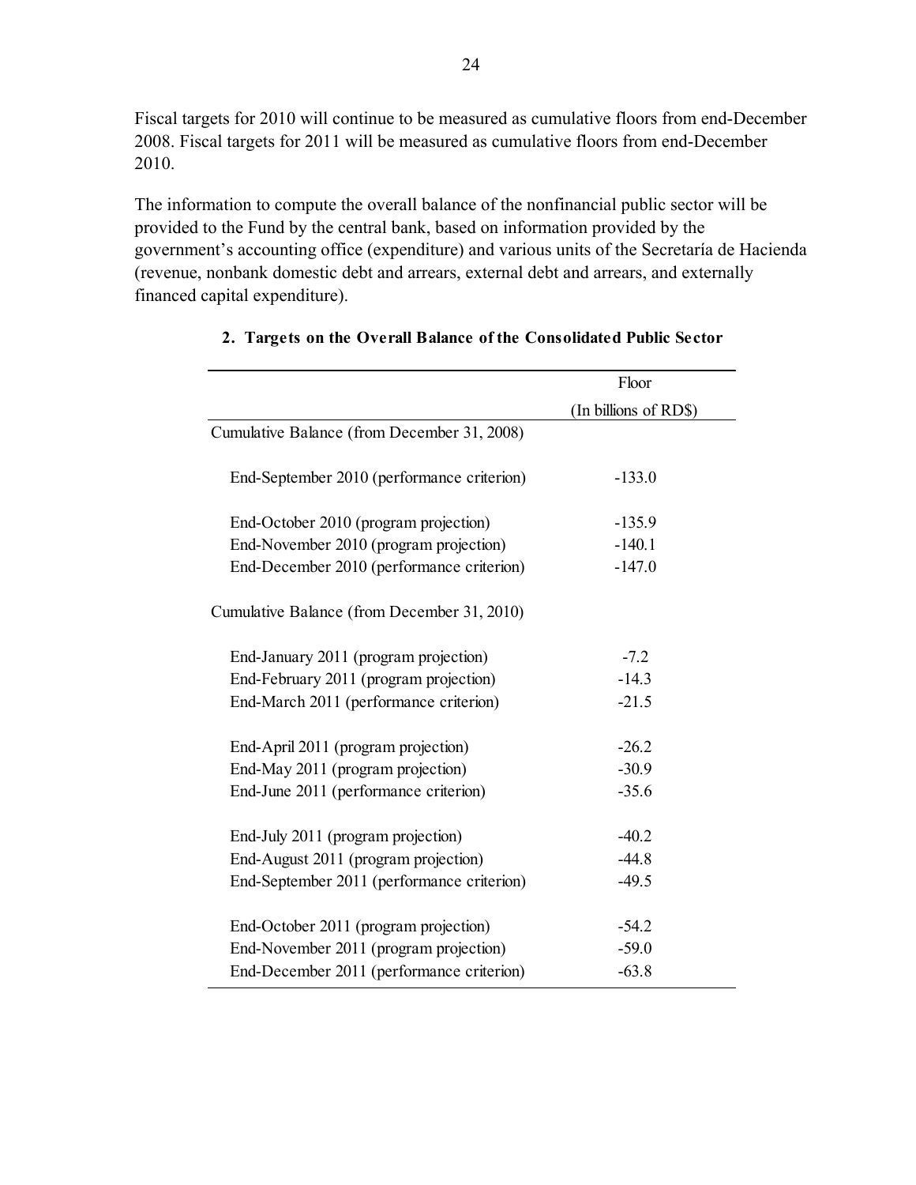Fiscal targets for 2010 will continue to be measured as cumulative floors from end-December 2008. Fiscal targets for 2011 will be measured as cumulative floors from end-December 2010.

The information to compute the overall balance of the nonfinancial public sector will be provided to the Fund by the central bank, based on information provided by the government's accounting office (expenditure) and various units of the Secretaría de Hacienda (revenue, nonbank domestic debt and arrears, external debt and arrears, and externally financed capital expenditure).

**2. Targets on the Overall Balance of the Consolidated Public Sector**

| | Floor (In billions of RD$) |
|---|---|
| Cumulative Balance (from December 31, 2008) | |
| End-September 2010 (performance criterion) | -133.0 |
| End-October 2010 (program projection) | -135.9 |
| End-November 2010 (program projection) | -140.1 |
| End-December 2010 (performance criterion) | -147.0 |
| Cumulative Balance (from December 31, 2010) | |
| End-January 2011 (program projection) | -7.2 |
| End-February 2011 (program projection) | -14.3 |
| End-March 2011 (performance criterion) | -21.5 |
| End-April 2011 (program projection) | -26.2 |
| End-May 2011 (program projection) | -30.9 |
| End-June 2011 (performance criterion) | -35.6 |
| End-July 2011 (program projection) | -40.2 |
| End-August 2011 (program projection) | -44.8 |
| End-September 2011 (performance criterion) | -49.5 |
| End-October 2011 (program projection) | -54.2 |
| End-November 2011 (program projection) | -59.0 |
| End-December 2011 (performance criterion) | -63.8 |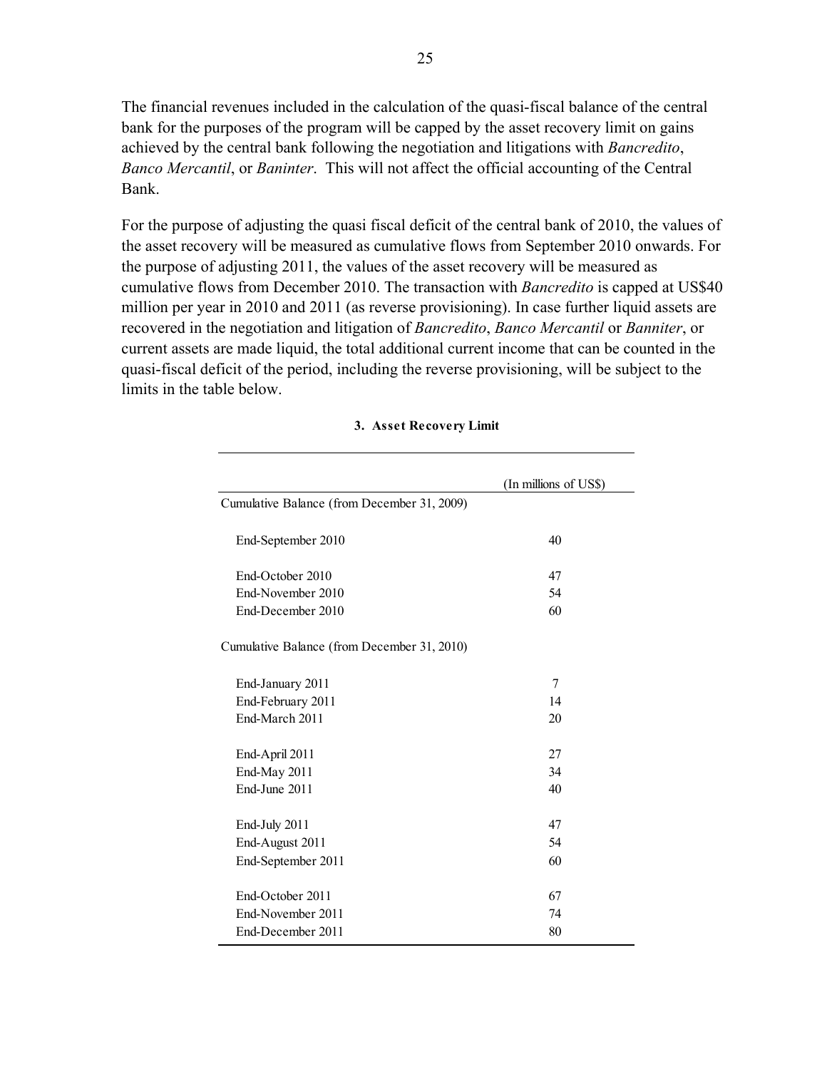The financial revenues included in the calculation of the quasi-fiscal balance of the central bank for the purposes of the program will be capped by the asset recovery limit on gains achieved by the central bank following the negotiation and litigations with *Bancredito*, *Banco Mercantil*, or *Baninter*. This will not affect the official accounting of the Central Bank.

For the purpose of adjusting the quasi fiscal deficit of the central bank of 2010, the values of the asset recovery will be measured as cumulative flows from September 2010 onwards. For the purpose of adjusting 2011, the values of the asset recovery will be measured as cumulative flows from December 2010. The transaction with *Bancredito* is capped at US$40 million per year in 2010 and 2011 (as reverse provisioning). In case further liquid assets are recovered in the negotiation and litigation of *Bancredito*, *Banco Mercantil* or *Banniter*, or current assets are made liquid, the total additional current income that can be counted in the quasi-fiscal deficit of the period, including the reverse provisioning, will be subject to the limits in the table below.

**3. Asset Recovery Limit**

| | (In millions of US$) |
|---|---|
| Cumulative Balance (from December 31, 2009) | |
| End-September 2010 | 40 |
| End-October 2010 | 47 |
| End-November 2010 | 54 |
| End-December 2010 | 60 |
| Cumulative Balance (from December 31, 2010) | |
| End-January 2011 | 7 |
| End-February 2011 | 14 |
| End-March 2011 | 20 |
| End-April 2011 | 27 |
| End-May 2011 | 34 |
| End-June 2011 | 40 |
| End-July 2011 | 47 |
| End-August 2011 | 54 |
| End-September 2011 | 60 |
| End-October 2011 | 67 |
| End-November 2011 | 74 |
| End-December 2011 | 80 |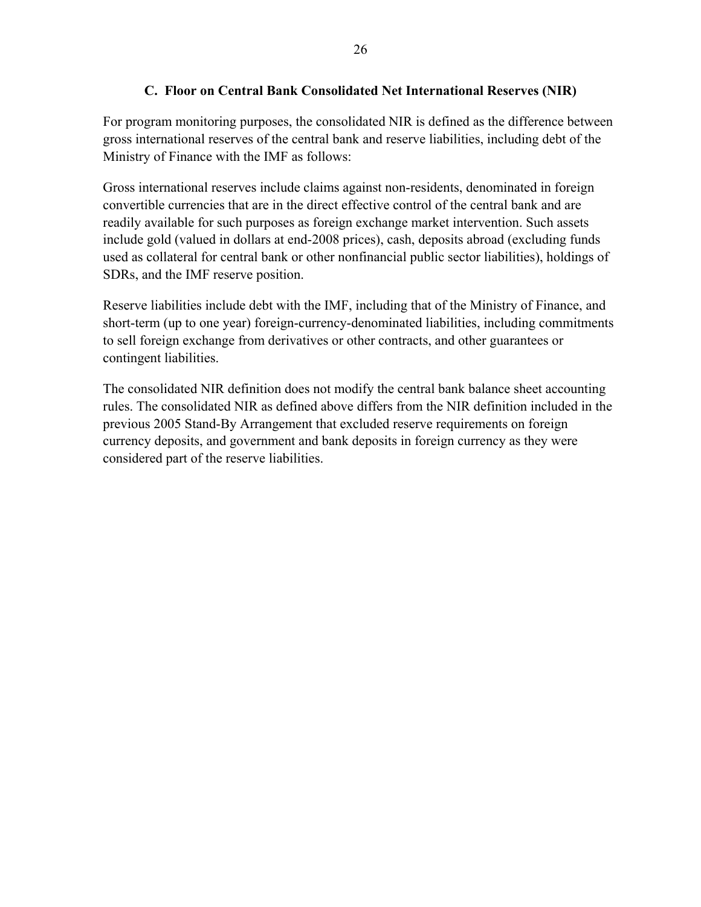### C. Floor on Central Bank Consolidated Net International Reserves (NIR)

For program monitoring purposes, the consolidated NIR is defined as the difference between gross international reserves of the central bank and reserve liabilities, including debt of the Ministry of Finance with the IMF as follows:

Gross international reserves include claims against non-residents, denominated in foreign convertible currencies that are in the direct effective control of the central bank and are readily available for such purposes as foreign exchange market intervention. Such assets include gold (valued in dollars at end-2008 prices), cash, deposits abroad (excluding funds used as collateral for central bank or other nonfinancial public sector liabilities), holdings of SDRs, and the IMF reserve position.

Reserve liabilities include debt with the IMF, including that of the Ministry of Finance, and short-term (up to one year) foreign-currency-denominated liabilities, including commitments to sell foreign exchange from derivatives or other contracts, and other guarantees or contingent liabilities.

The consolidated NIR definition does not modify the central bank balance sheet accounting rules. The consolidated NIR as defined above differs from the NIR definition included in the previous 2005 Stand-By Arrangement that excluded reserve requirements on foreign currency deposits, and government and bank deposits in foreign currency as they were considered part of the reserve liabilities.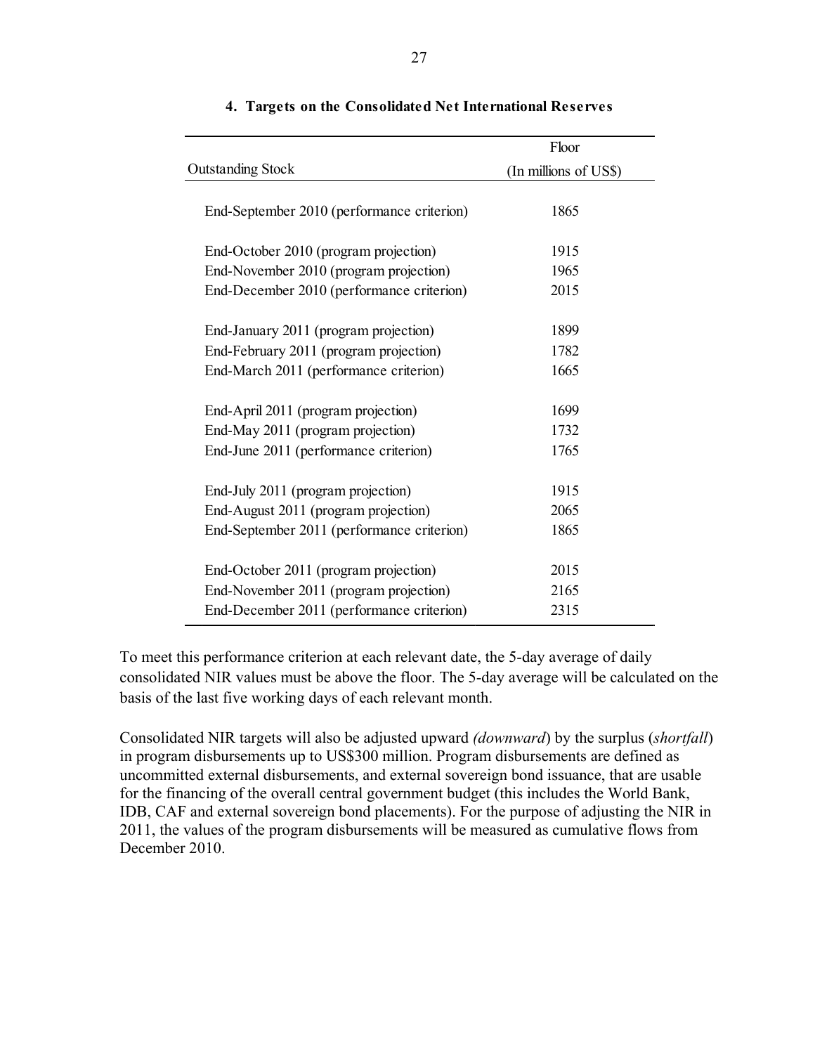### 4. Targets on the Consolidated Net International Reserves

| Outstanding Stock | Floor (In millions of US$) |
|---|---|
| End-September 2010 (performance criterion) | 1865 |
| End-October 2010 (program projection) | 1915 |
| End-November 2010 (program projection) | 1965 |
| End-December 2010 (performance criterion) | 2015 |
| End-January 2011 (program projection) | 1899 |
| End-February 2011 (program projection) | 1782 |
| End-March 2011 (performance criterion) | 1665 |
| End-April 2011 (program projection) | 1699 |
| End-May 2011 (program projection) | 1732 |
| End-June 2011 (performance criterion) | 1765 |
| End-July 2011 (program projection) | 1915 |
| End-August 2011 (program projection) | 2065 |
| End-September 2011 (performance criterion) | 1865 |
| End-October 2011 (program projection) | 2015 |
| End-November 2011 (program projection) | 2165 |
| End-December 2011 (performance criterion) | 2315 |

To meet this performance criterion at each relevant date, the 5-day average of daily consolidated NIR values must be above the floor. The 5-day average will be calculated on the basis of the last five working days of each relevant month.

Consolidated NIR targets will also be adjusted upward *(downward)* by the surplus (*shortfall*) in program disbursements up to US$300 million. Program disbursements are defined as uncommitted external disbursements, and external sovereign bond issuance, that are usable for the financing of the overall central government budget (this includes the World Bank, IDB, CAF and external sovereign bond placements). For the purpose of adjusting the NIR in 2011, the values of the program disbursements will be measured as cumulative flows from December 2010.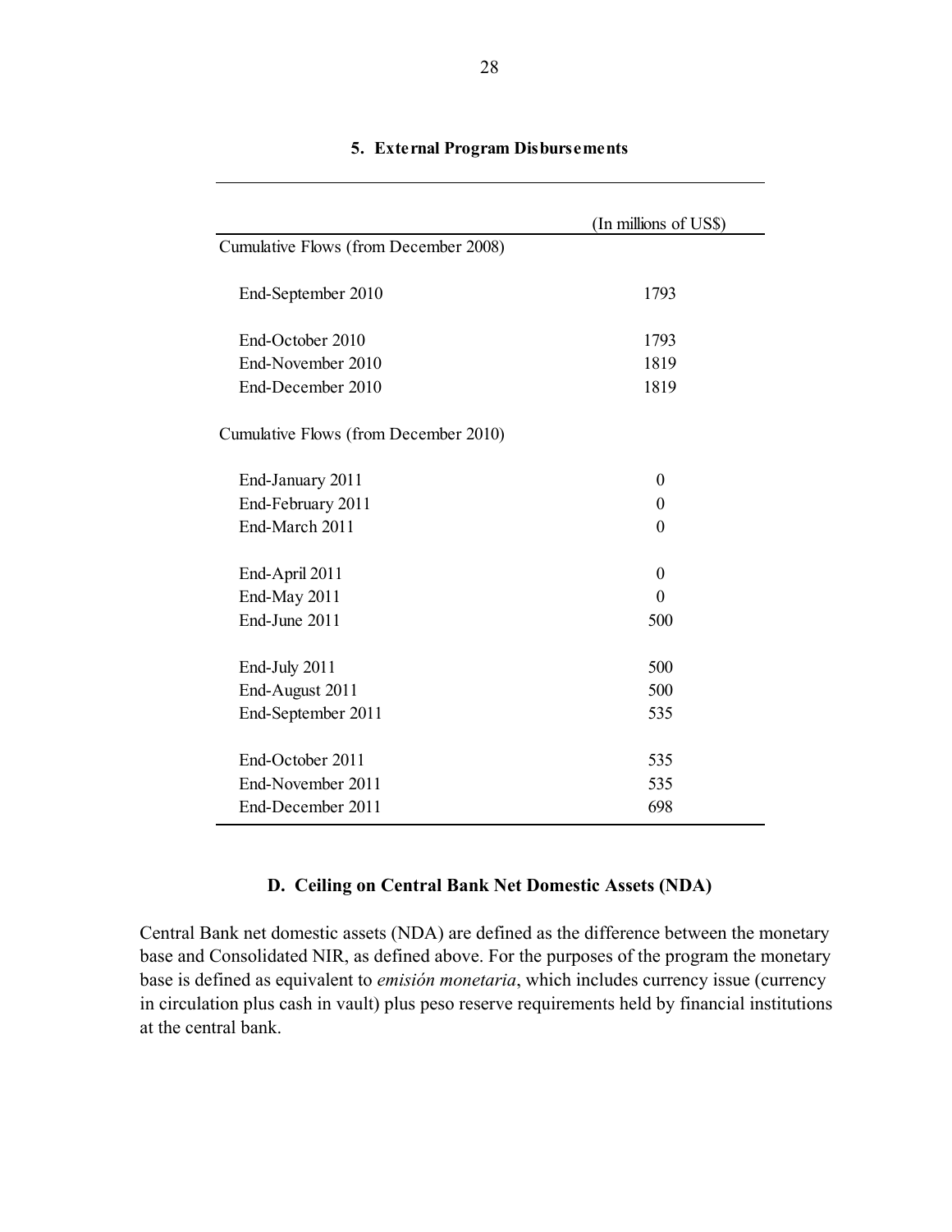**5. External Program Disbursements**

| | (In millions of US$) |
|---|---|
| Cumulative Flows (from December 2008) | |
| End-September 2010 | 1793 |
| End-October 2010 | 1793 |
| End-November 2010 | 1819 |
| End-December 2010 | 1819 |
| Cumulative Flows (from December 2010) | |
| End-January 2011 | 0 |
| End-February 2011 | 0 |
| End-March 2011 | 0 |
| End-April 2011 | 0 |
| End-May 2011 | 0 |
| End-June 2011 | 500 |
| End-July 2011 | 500 |
| End-August 2011 | 500 |
| End-September 2011 | 535 |
| End-October 2011 | 535 |
| End-November 2011 | 535 |
| End-December 2011 | 698 |

### D. Ceiling on Central Bank Net Domestic Assets (NDA)

Central Bank net domestic assets (NDA) are defined as the difference between the monetary base and Consolidated NIR, as defined above. For the purposes of the program the monetary base is defined as equivalent to *emisión monetaria*, which includes currency issue (currency in circulation plus cash in vault) plus peso reserve requirements held by financial institutions at the central bank.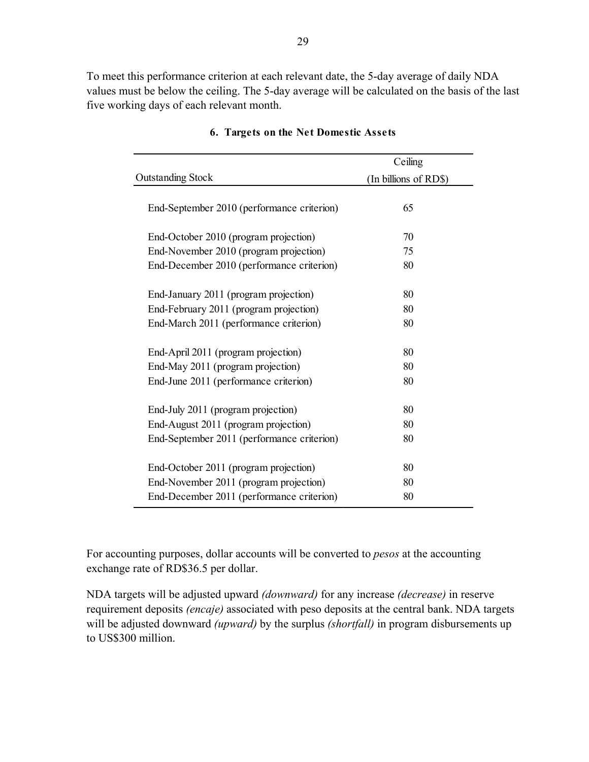To meet this performance criterion at each relevant date, the 5-day average of daily NDA values must be below the ceiling. The 5-day average will be calculated on the basis of the last five working days of each relevant month.

### 6. Targets on the Net Domestic Assets

| Outstanding Stock | Ceiling (In billions of RD$) |
|---|---|
| End-September 2010 (performance criterion) | 65 |
| End-October 2010 (program projection) | 70 |
| End-November 2010 (program projection) | 75 |
| End-December 2010 (performance criterion) | 80 |
| End-January 2011 (program projection) | 80 |
| End-February 2011 (program projection) | 80 |
| End-March 2011 (performance criterion) | 80 |
| End-April 2011 (program projection) | 80 |
| End-May 2011 (program projection) | 80 |
| End-June 2011 (performance criterion) | 80 |
| End-July 2011 (program projection) | 80 |
| End-August 2011 (program projection) | 80 |
| End-September 2011 (performance criterion) | 80 |
| End-October 2011 (program projection) | 80 |
| End-November 2011 (program projection) | 80 |
| End-December 2011 (performance criterion) | 80 |

For accounting purposes, dollar accounts will be converted to *pesos* at the accounting exchange rate of RD$36.5 per dollar.

NDA targets will be adjusted upward *(downward)* for any increase *(decrease)* in reserve requirement deposits *(encaje)* associated with peso deposits at the central bank. NDA targets will be adjusted downward *(upward)* by the surplus *(shortfall)* in program disbursements up to US$300 million.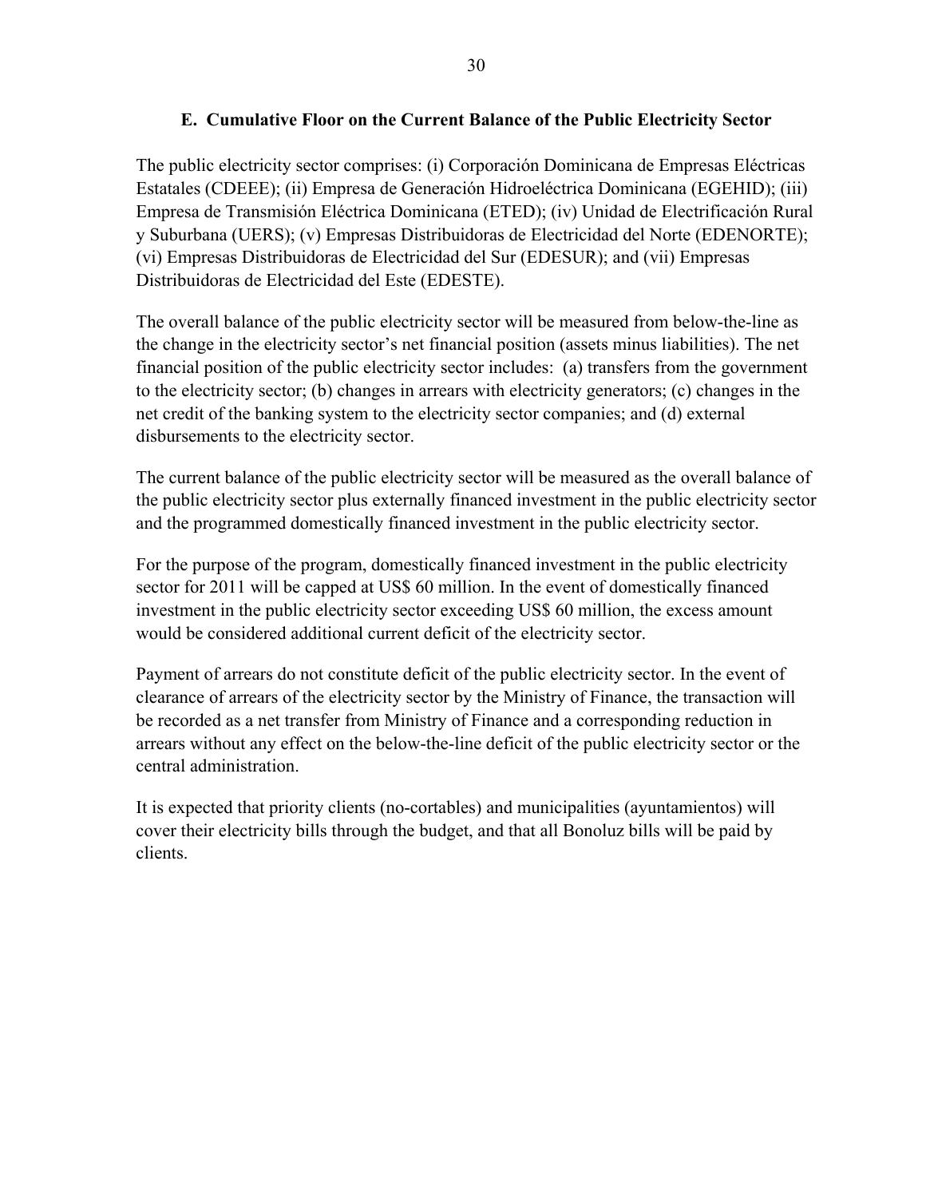### E. Cumulative Floor on the Current Balance of the Public Electricity Sector

The public electricity sector comprises: (i) Corporación Dominicana de Empresas Eléctricas Estatales (CDEEE); (ii) Empresa de Generación Hidroeléctrica Dominicana (EGEHID); (iii) Empresa de Transmisión Eléctrica Dominicana (ETED); (iv) Unidad de Electrificación Rural y Suburbana (UERS); (v) Empresas Distribuidoras de Electricidad del Norte (EDENORTE); (vi) Empresas Distribuidoras de Electricidad del Sur (EDESUR); and (vii) Empresas Distribuidoras de Electricidad del Este (EDESTE).

The overall balance of the public electricity sector will be measured from below-the-line as the change in the electricity sector's net financial position (assets minus liabilities). The net financial position of the public electricity sector includes: (a) transfers from the government to the electricity sector; (b) changes in arrears with electricity generators; (c) changes in the net credit of the banking system to the electricity sector companies; and (d) external disbursements to the electricity sector.

The current balance of the public electricity sector will be measured as the overall balance of the public electricity sector plus externally financed investment in the public electricity sector and the programmed domestically financed investment in the public electricity sector.

For the purpose of the program, domestically financed investment in the public electricity sector for 2011 will be capped at US$ 60 million. In the event of domestically financed investment in the public electricity sector exceeding US$ 60 million, the excess amount would be considered additional current deficit of the electricity sector.

Payment of arrears do not constitute deficit of the public electricity sector. In the event of clearance of arrears of the electricity sector by the Ministry of Finance, the transaction will be recorded as a net transfer from Ministry of Finance and a corresponding reduction in arrears without any effect on the below-the-line deficit of the public electricity sector or the central administration.

It is expected that priority clients (no-cortables) and municipalities (ayuntamientos) will cover their electricity bills through the budget, and that all Bonoluz bills will be paid by clients.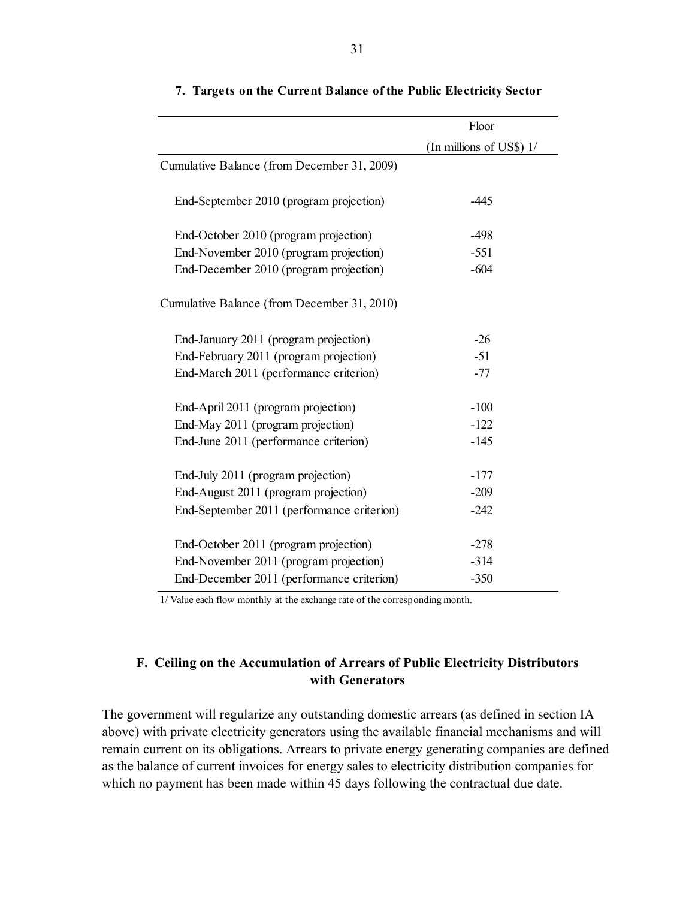**7. Targets on the Current Balance of the Public Electricity Sector**

| | Floor |
|---|---|
| | (In millions of US$) 1/ |
| Cumulative Balance (from December 31, 2009) | |
| End-September 2010 (program projection) | -445 |
| End-October 2010 (program projection) | -498 |
| End-November 2010 (program projection) | -551 |
| End-December 2010 (program projection) | -604 |
| Cumulative Balance (from December 31, 2010) | |
| End-January 2011 (program projection) | -26 |
| End-February 2011 (program projection) | -51 |
| End-March 2011 (performance criterion) | -77 |
| End-April 2011 (program projection) | -100 |
| End-May 2011 (program projection) | -122 |
| End-June 2011 (performance criterion) | -145 |
| End-July 2011 (program projection) | -177 |
| End-August 2011 (program projection) | -209 |
| End-September 2011 (performance criterion) | -242 |
| End-October 2011 (program projection) | -278 |
| End-November 2011 (program projection) | -314 |
| End-December 2011 (performance criterion) | -350 |

1/ Value each flow monthly at the exchange rate of the corresponding month.

## F. Ceiling on the Accumulation of Arrears of Public Electricity Distributors with Generators

The government will regularize any outstanding domestic arrears (as defined in section IA above) with private electricity generators using the available financial mechanisms and will remain current on its obligations. Arrears to private energy generating companies are defined as the balance of current invoices for energy sales to electricity distribution companies for which no payment has been made within 45 days following the contractual due date.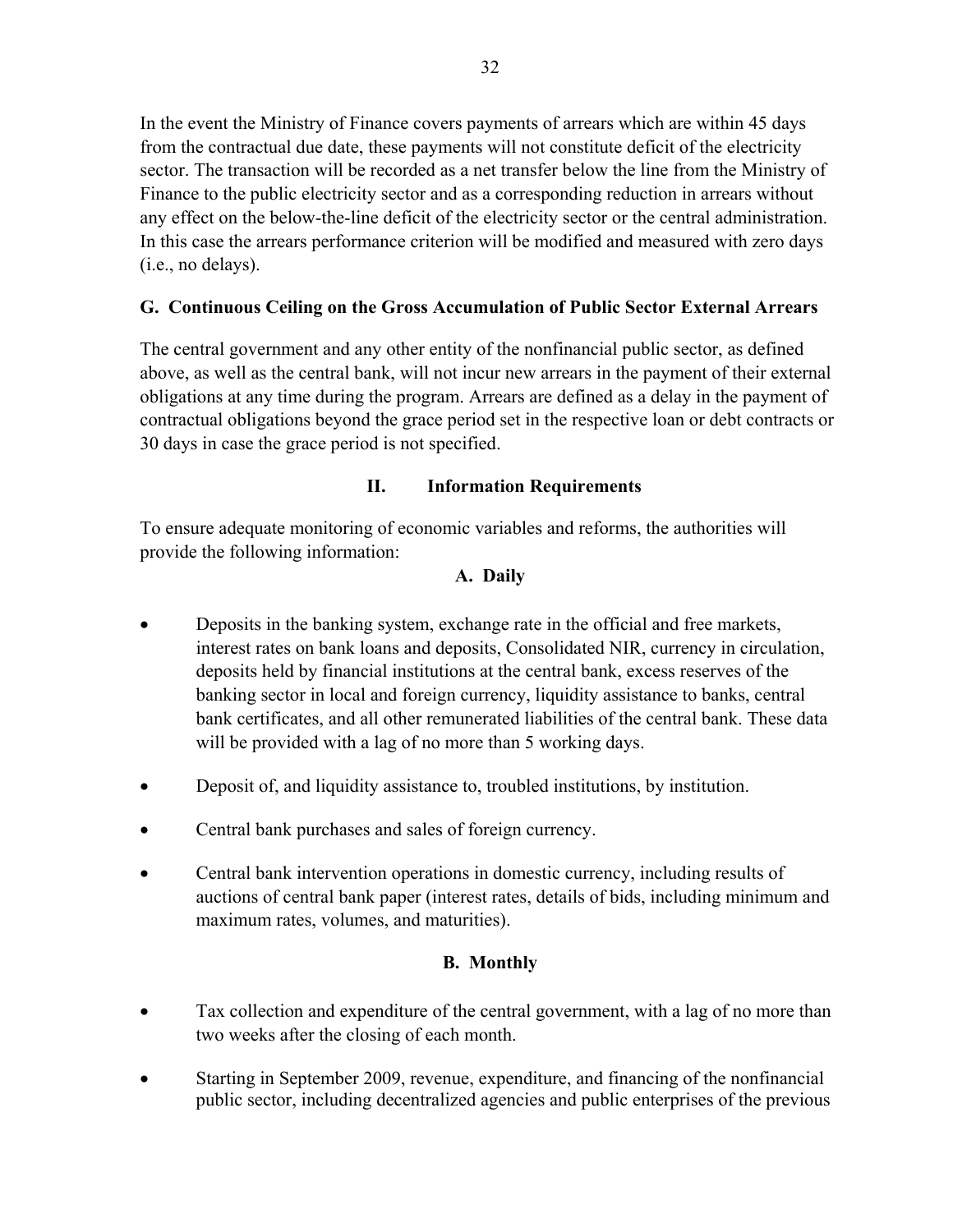In the event the Ministry of Finance covers payments of arrears which are within 45 days from the contractual due date, these payments will not constitute deficit of the electricity sector. The transaction will be recorded as a net transfer below the line from the Ministry of Finance to the public electricity sector and as a corresponding reduction in arrears without any effect on the below-the-line deficit of the electricity sector or the central administration. In this case the arrears performance criterion will be modified and measured with zero days (i.e., no delays).

### G. Continuous Ceiling on the Gross Accumulation of Public Sector External Arrears

The central government and any other entity of the nonfinancial public sector, as defined above, as well as the central bank, will not incur new arrears in the payment of their external obligations at any time during the program. Arrears are defined as a delay in the payment of contractual obligations beyond the grace period set in the respective loan or debt contracts or 30 days in case the grace period is not specified.

## II. Information Requirements

To ensure adequate monitoring of economic variables and reforms, the authorities will provide the following information:

### A. Daily

- Deposits in the banking system, exchange rate in the official and free markets, interest rates on bank loans and deposits, Consolidated NIR, currency in circulation, deposits held by financial institutions at the central bank, excess reserves of the banking sector in local and foreign currency, liquidity assistance to banks, central bank certificates, and all other remunerated liabilities of the central bank. These data will be provided with a lag of no more than 5 working days.
- Deposit of, and liquidity assistance to, troubled institutions, by institution.
- Central bank purchases and sales of foreign currency.
- Central bank intervention operations in domestic currency, including results of auctions of central bank paper (interest rates, details of bids, including minimum and maximum rates, volumes, and maturities).

### B. Monthly

- Tax collection and expenditure of the central government, with a lag of no more than two weeks after the closing of each month.
- Starting in September 2009, revenue, expenditure, and financing of the nonfinancial public sector, including decentralized agencies and public enterprises of the previous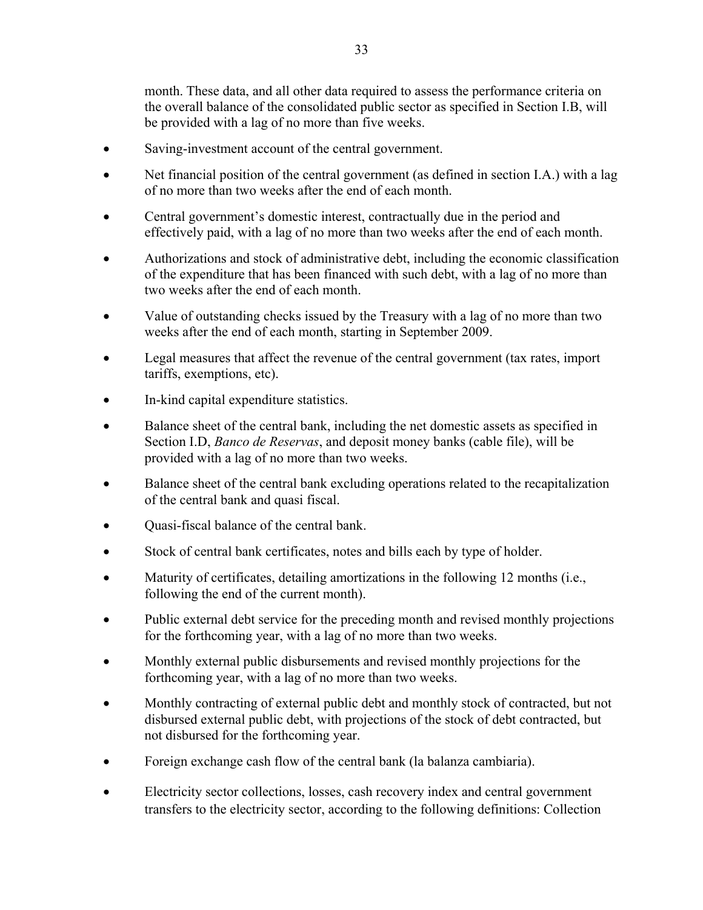month. These data, and all other data required to assess the performance criteria on the overall balance of the consolidated public sector as specified in Section I.B, will be provided with a lag of no more than five weeks.

- Saving-investment account of the central government.
- Net financial position of the central government (as defined in section I.A.) with a lag of no more than two weeks after the end of each month.
- Central government's domestic interest, contractually due in the period and effectively paid, with a lag of no more than two weeks after the end of each month.
- Authorizations and stock of administrative debt, including the economic classification of the expenditure that has been financed with such debt, with a lag of no more than two weeks after the end of each month.
- Value of outstanding checks issued by the Treasury with a lag of no more than two weeks after the end of each month, starting in September 2009.
- Legal measures that affect the revenue of the central government (tax rates, import tariffs, exemptions, etc).
- In-kind capital expenditure statistics.
- Balance sheet of the central bank, including the net domestic assets as specified in Section I.D, *Banco de Reservas*, and deposit money banks (cable file), will be provided with a lag of no more than two weeks.
- Balance sheet of the central bank excluding operations related to the recapitalization of the central bank and quasi fiscal.
- Quasi-fiscal balance of the central bank.
- Stock of central bank certificates, notes and bills each by type of holder.
- Maturity of certificates, detailing amortizations in the following 12 months (i.e., following the end of the current month).
- Public external debt service for the preceding month and revised monthly projections for the forthcoming year, with a lag of no more than two weeks.
- Monthly external public disbursements and revised monthly projections for the forthcoming year, with a lag of no more than two weeks.
- Monthly contracting of external public debt and monthly stock of contracted, but not disbursed external public debt, with projections of the stock of debt contracted, but not disbursed for the forthcoming year.
- Foreign exchange cash flow of the central bank (la balanza cambiaria).
- Electricity sector collections, losses, cash recovery index and central government transfers to the electricity sector, according to the following definitions: Collection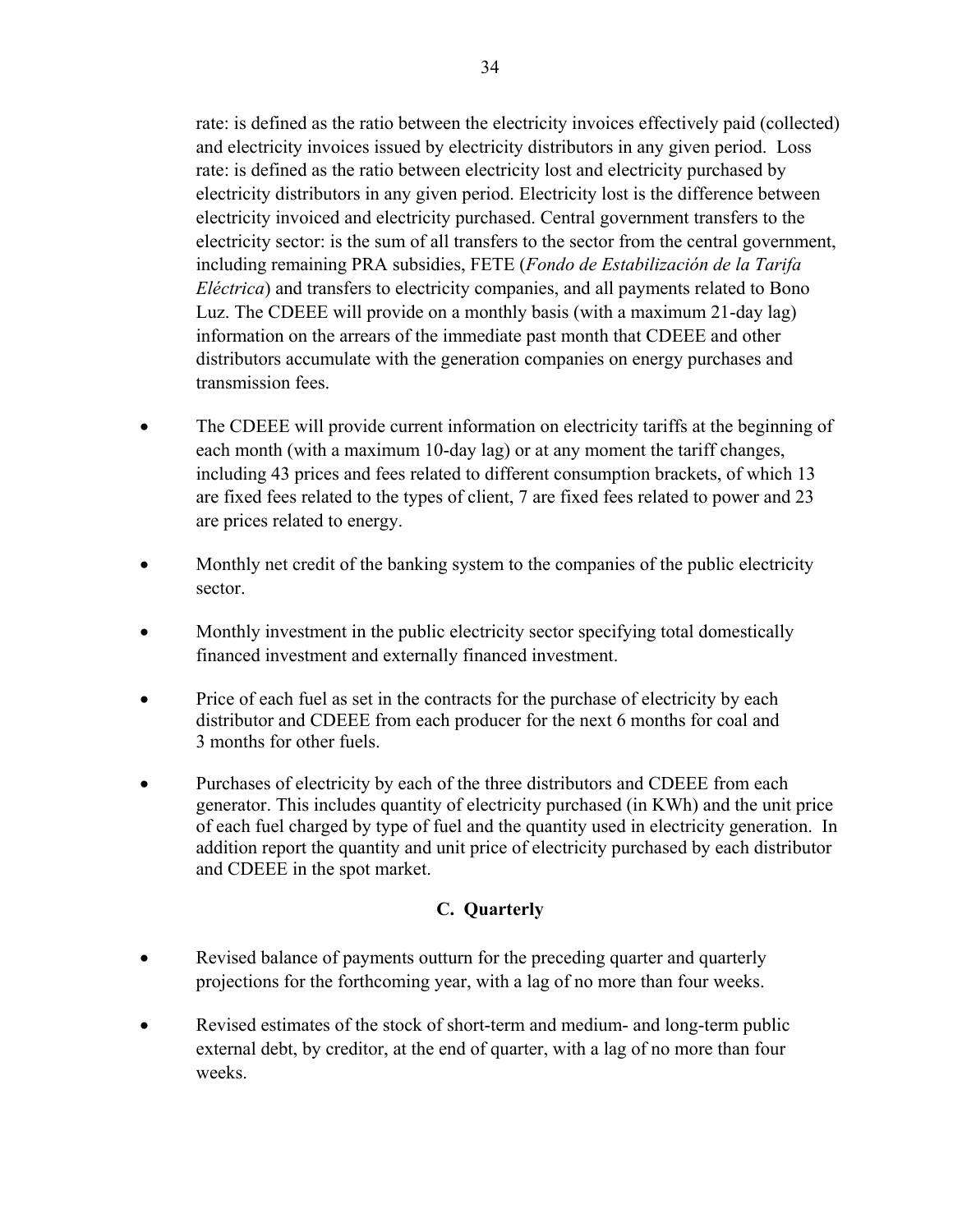rate: is defined as the ratio between the electricity invoices effectively paid (collected) and electricity invoices issued by electricity distributors in any given period. Loss rate: is defined as the ratio between electricity lost and electricity purchased by electricity distributors in any given period. Electricity lost is the difference between electricity invoiced and electricity purchased. Central government transfers to the electricity sector: is the sum of all transfers to the sector from the central government, including remaining PRA subsidies, FETE (*Fondo de Estabilización de la Tarifa Eléctrica*) and transfers to electricity companies, and all payments related to Bono Luz. The CDEEE will provide on a monthly basis (with a maximum 21-day lag) information on the arrears of the immediate past month that CDEEE and other distributors accumulate with the generation companies on energy purchases and transmission fees.

- The CDEEE will provide current information on electricity tariffs at the beginning of each month (with a maximum 10-day lag) or at any moment the tariff changes, including 43 prices and fees related to different consumption brackets, of which 13 are fixed fees related to the types of client, 7 are fixed fees related to power and 23 are prices related to energy.

- Monthly net credit of the banking system to the companies of the public electricity sector.

- Monthly investment in the public electricity sector specifying total domestically financed investment and externally financed investment.

- Price of each fuel as set in the contracts for the purchase of electricity by each distributor and CDEEE from each producer for the next 6 months for coal and 3 months for other fuels.

- Purchases of electricity by each of the three distributors and CDEEE from each generator. This includes quantity of electricity purchased (in KWh) and the unit price of each fuel charged by type of fuel and the quantity used in electricity generation. In addition report the quantity and unit price of electricity purchased by each distributor and CDEEE in the spot market.

## C. Quarterly

- Revised balance of payments outturn for the preceding quarter and quarterly projections for the forthcoming year, with a lag of no more than four weeks.

- Revised estimates of the stock of short-term and medium- and long-term public external debt, by creditor, at the end of quarter, with a lag of no more than four weeks.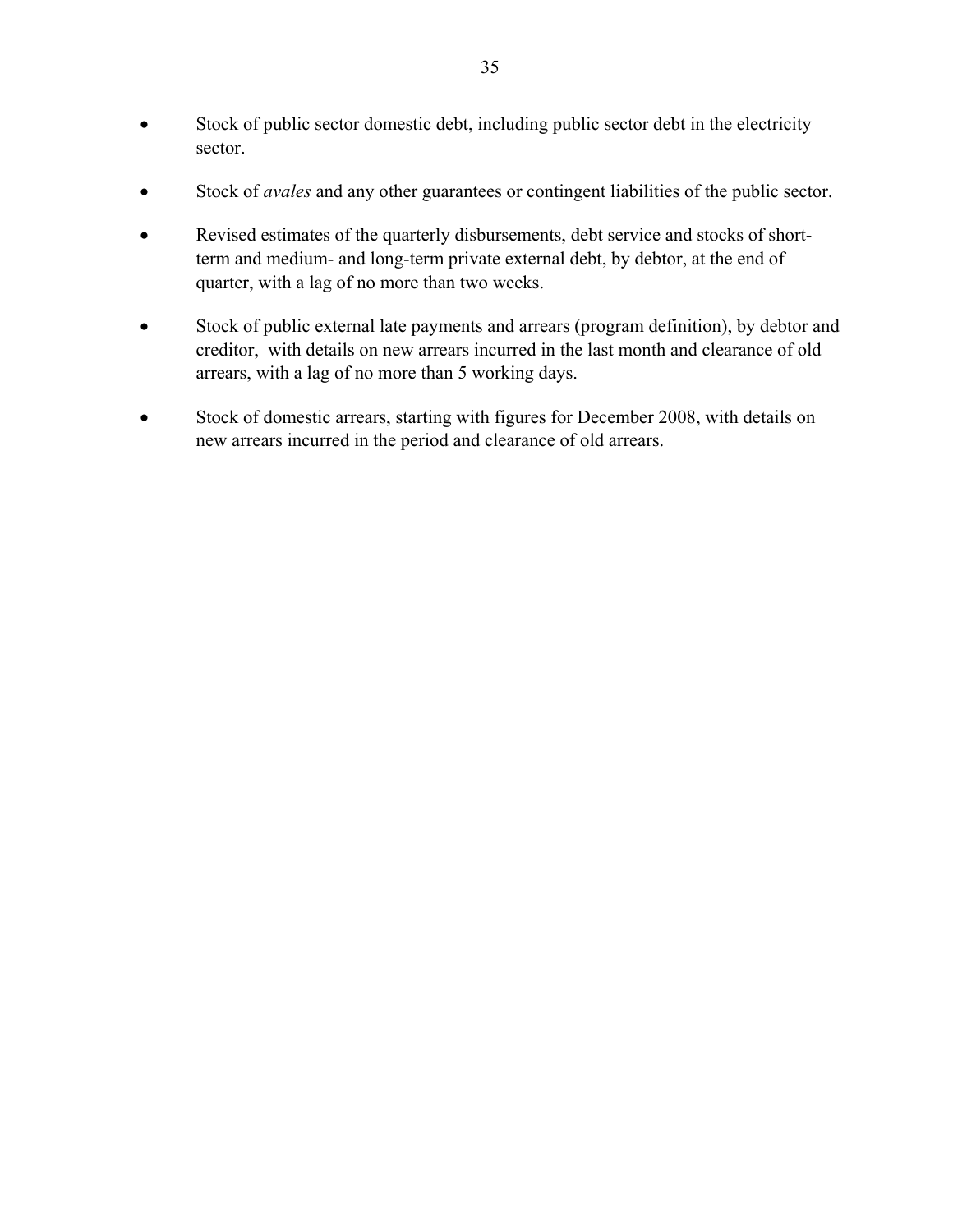- Stock of public sector domestic debt, including public sector debt in the electricity sector.
- Stock of *avales* and any other guarantees or contingent liabilities of the public sector.
- Revised estimates of the quarterly disbursements, debt service and stocks of short-term and medium- and long-term private external debt, by debtor, at the end of quarter, with a lag of no more than two weeks.
- Stock of public external late payments and arrears (program definition), by debtor and creditor, with details on new arrears incurred in the last month and clearance of old arrears, with a lag of no more than 5 working days.
- Stock of domestic arrears, starting with figures for December 2008, with details on new arrears incurred in the period and clearance of old arrears.